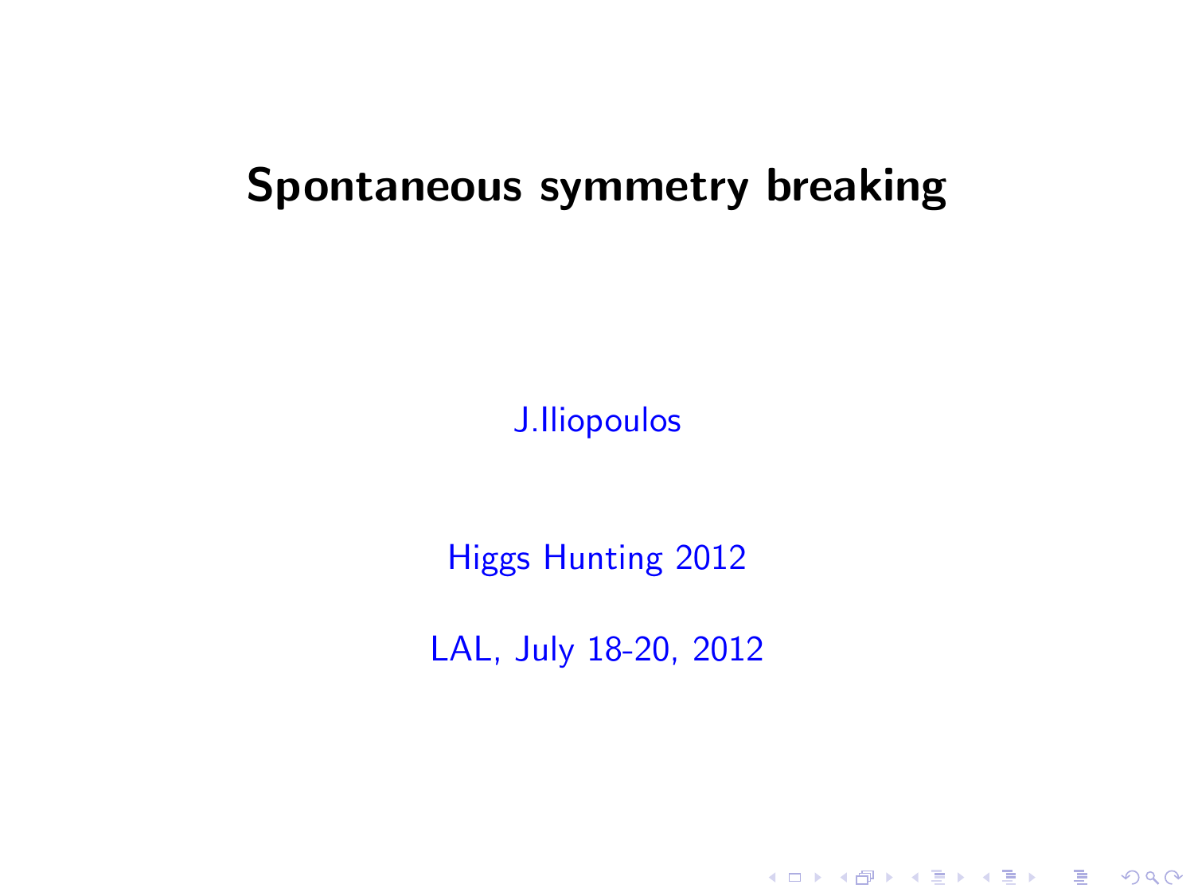# Spontaneous symmetry breaking

J.Iliopoulos

Higgs Hunting 2012

LAL, July 18-20, 2012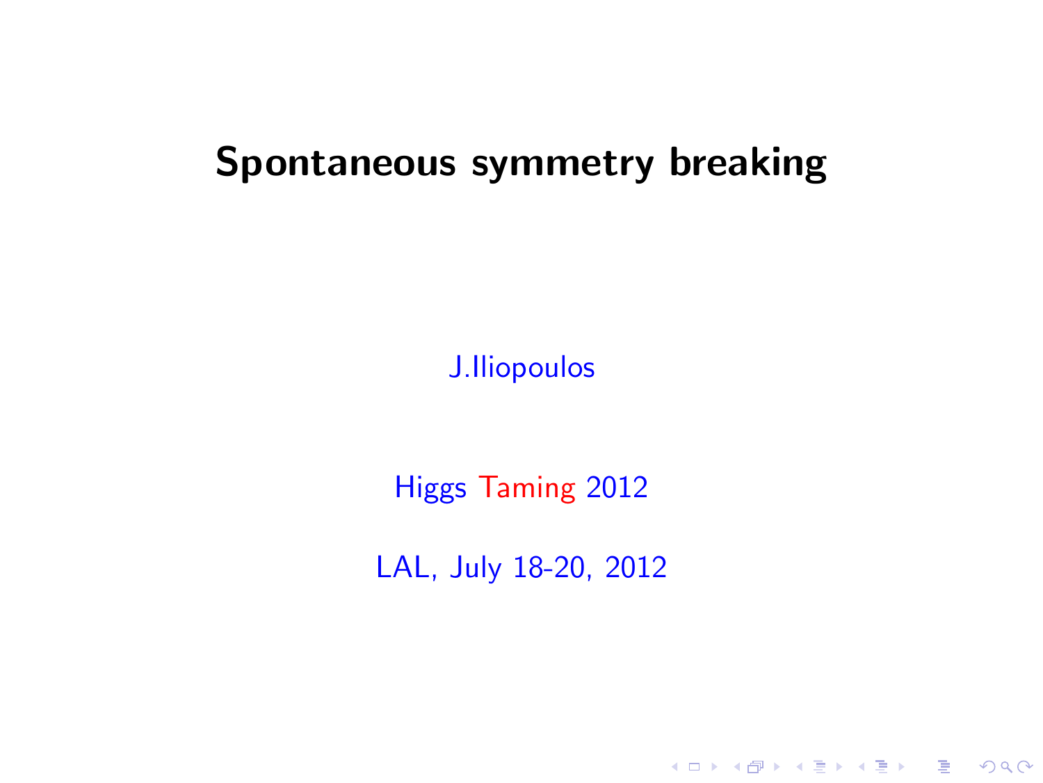# Spontaneous symmetry breaking

J.Iliopoulos

Higgs Taming 2012

LAL, July 18-20, 2012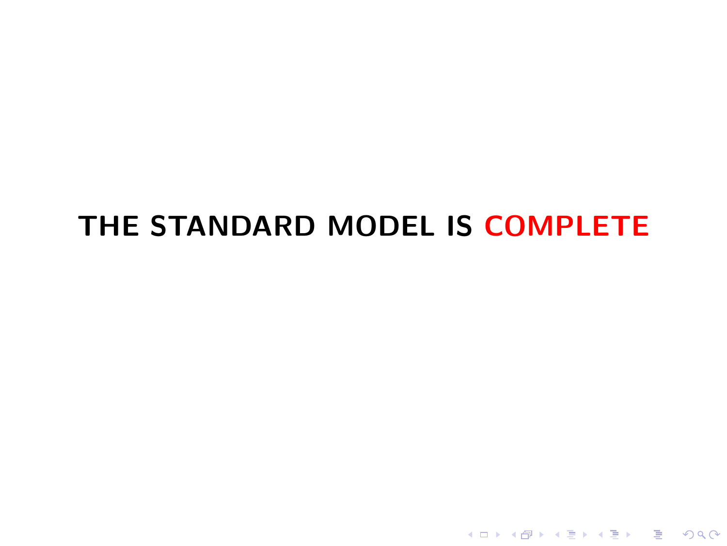**THE STANDARD MODEL IS COMPLETE**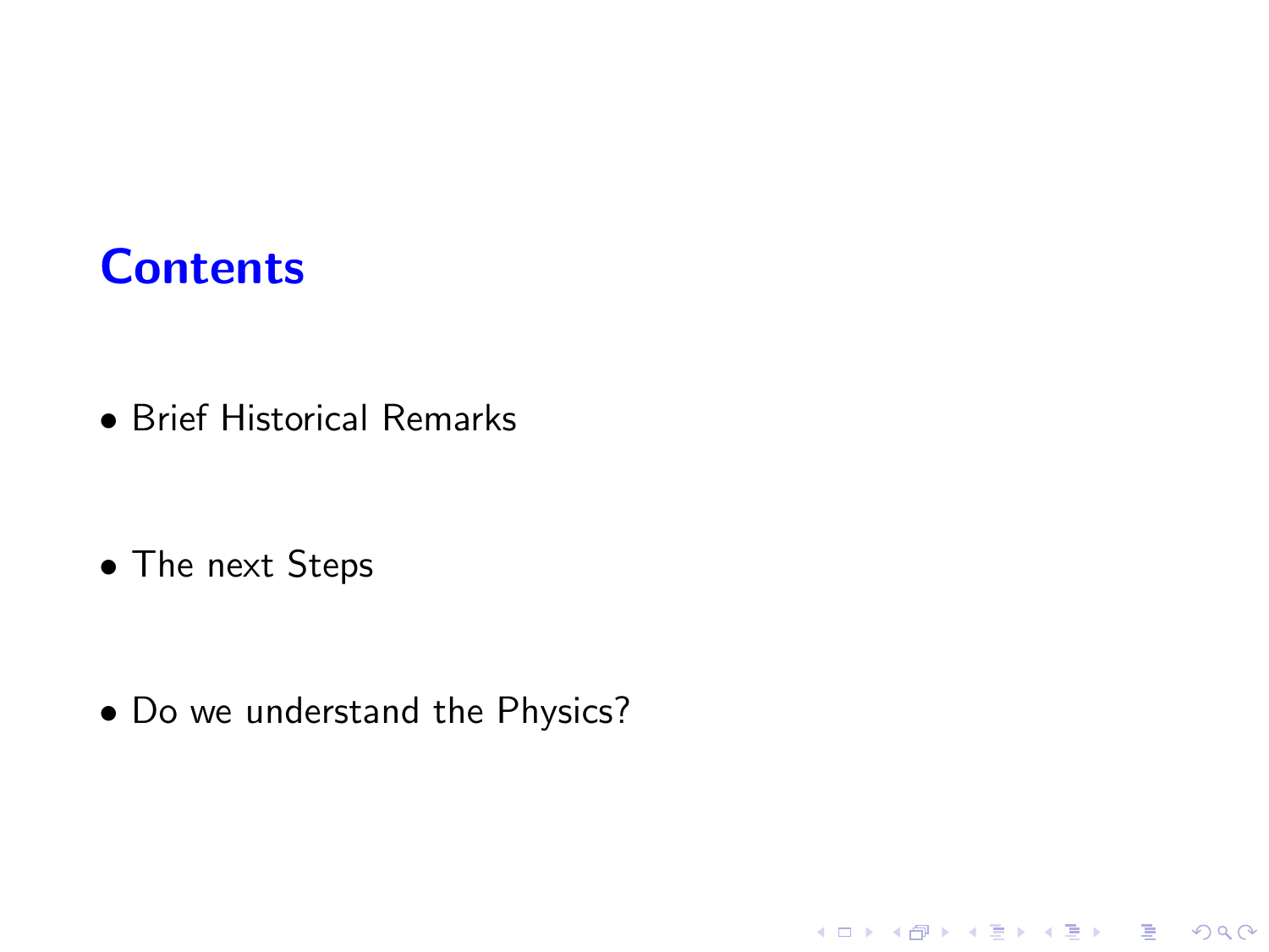# Contents

- Brief Historical Remarks
- The next Steps
- Do we understand the Physics?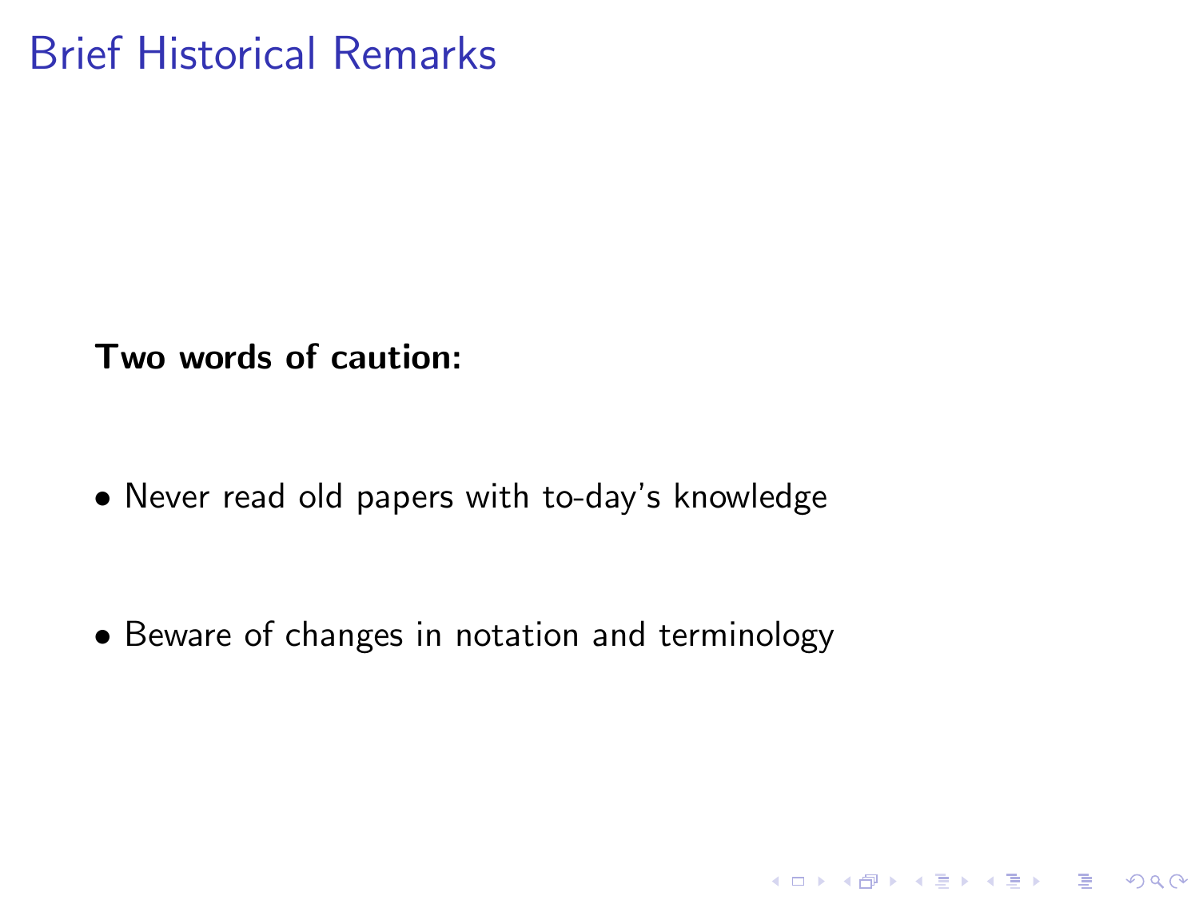# Brief Historical Remarks

**Two words of caution:**

- Never read old papers with to-day's knowledge
- Beware of changes in notation and terminology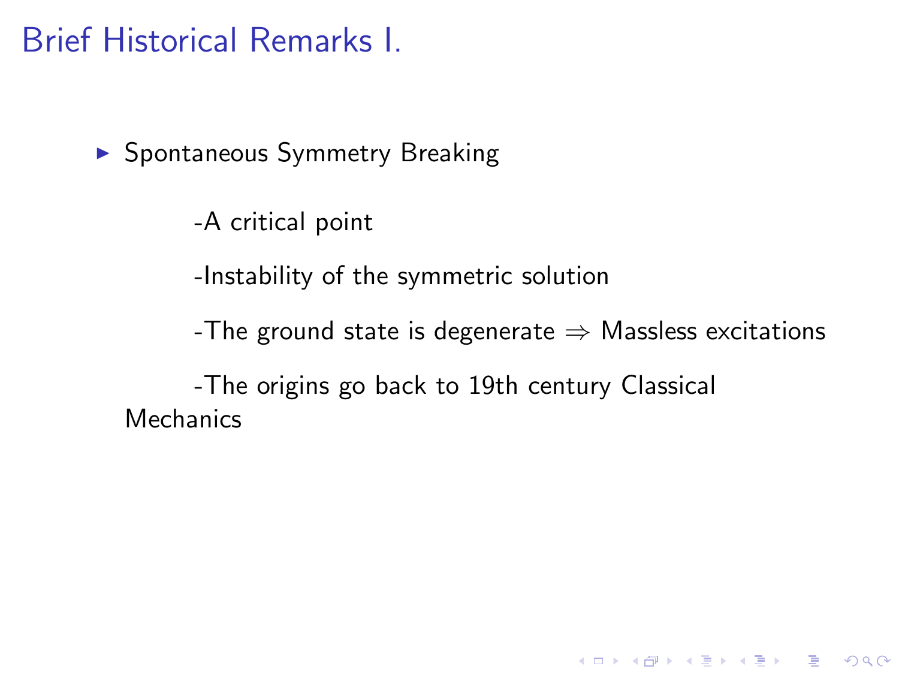# Brief Historical Remarks I.

- Spontaneous Symmetry Breaking

  -A critical point

  -Instability of the symmetric solution

  -The ground state is degenerate $\Rightarrow$ Massless excitations

  -The origins go back to 19th century Classical Mechanics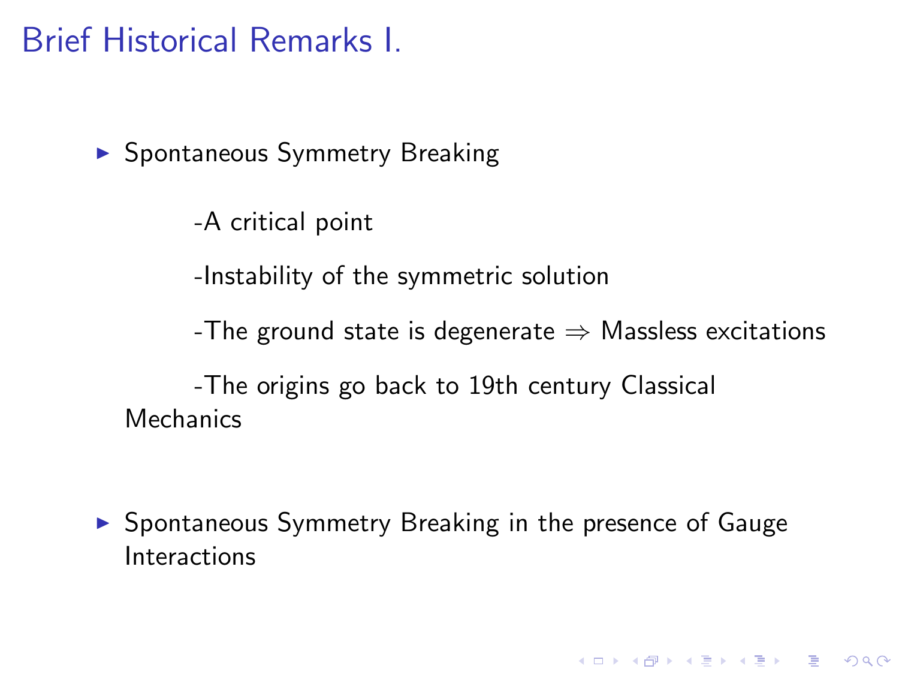# Brief Historical Remarks I.

- Spontaneous Symmetry Breaking

  -A critical point

  -Instability of the symmetric solution

  -The ground state is degenerate $\Rightarrow$ Massless excitations

  -The origins go back to 19th century Classical Mechanics

- Spontaneous Symmetry Breaking in the presence of Gauge Interactions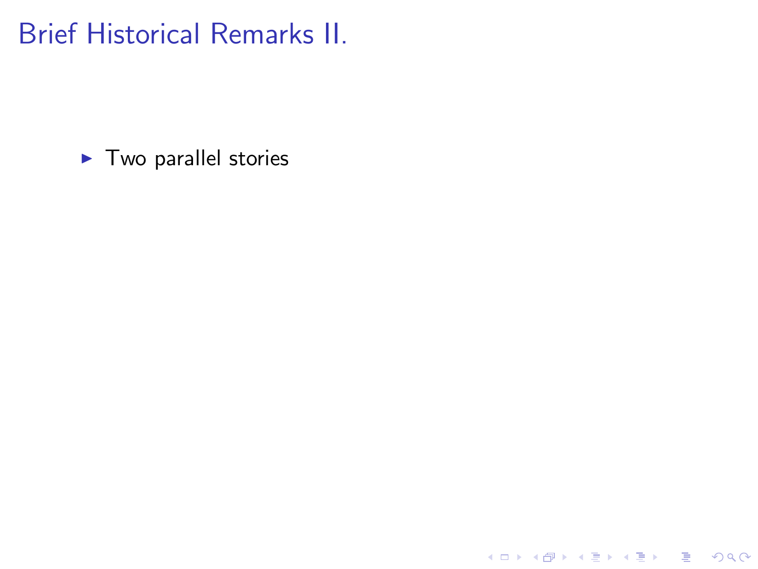# Brief Historical Remarks II.

- Two parallel stories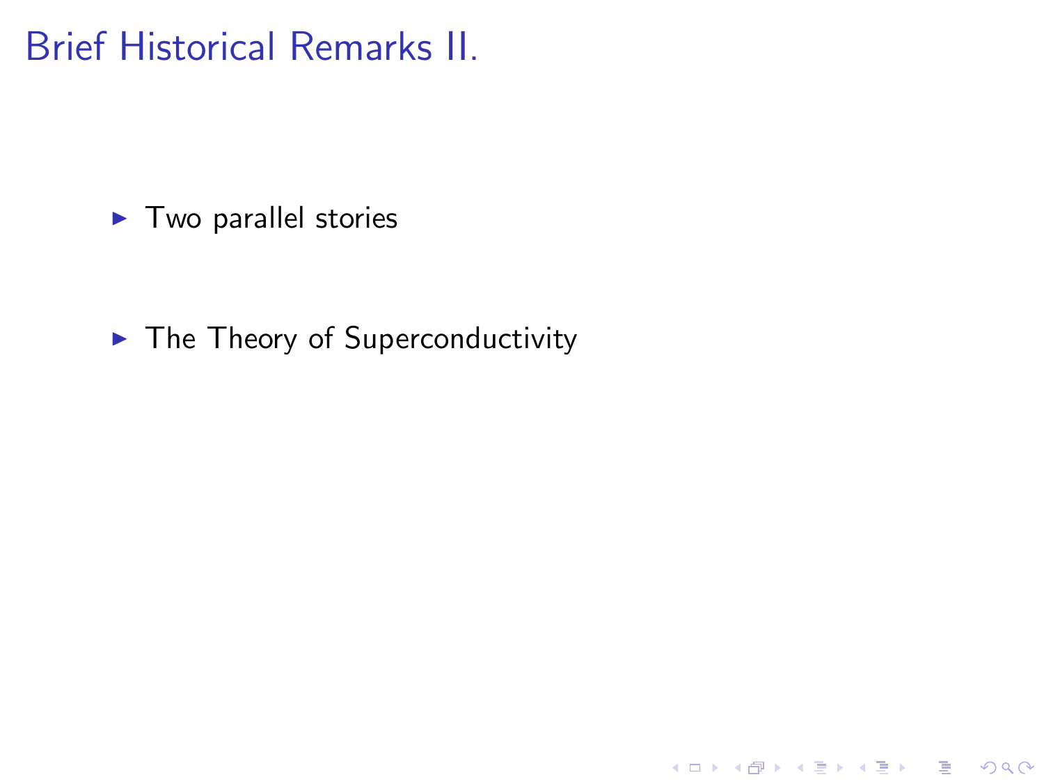# Brief Historical Remarks II.

- Two parallel stories
- The Theory of Superconductivity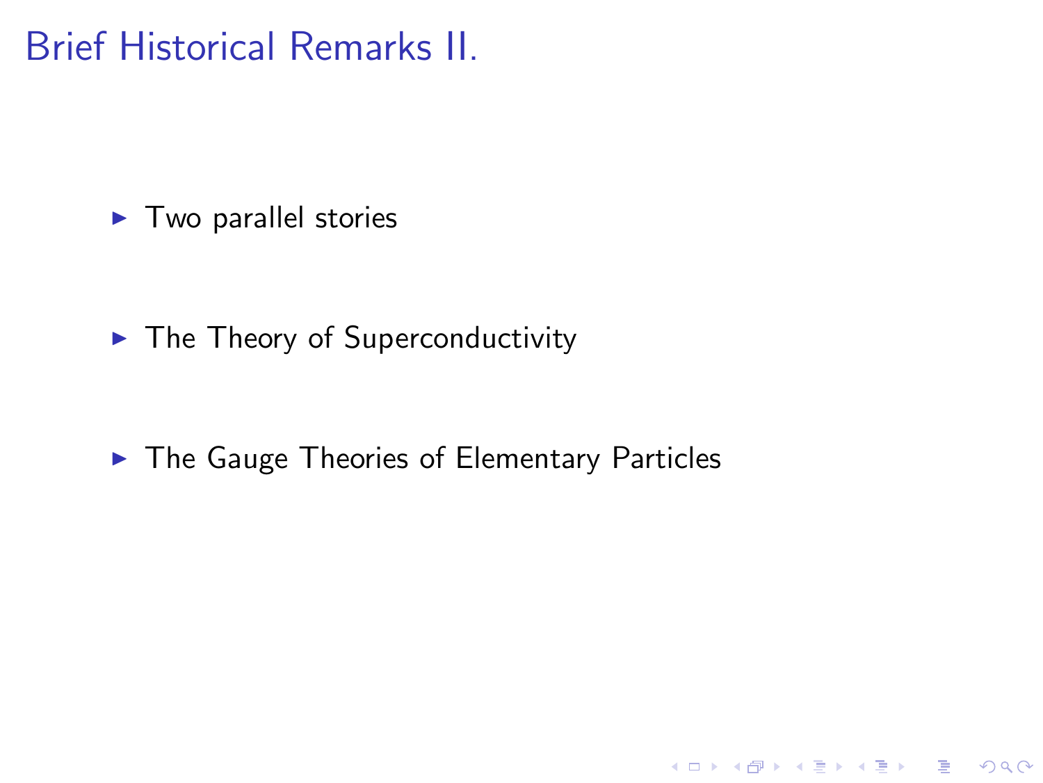# Brief Historical Remarks II.

- Two parallel stories
- The Theory of Superconductivity
- The Gauge Theories of Elementary Particles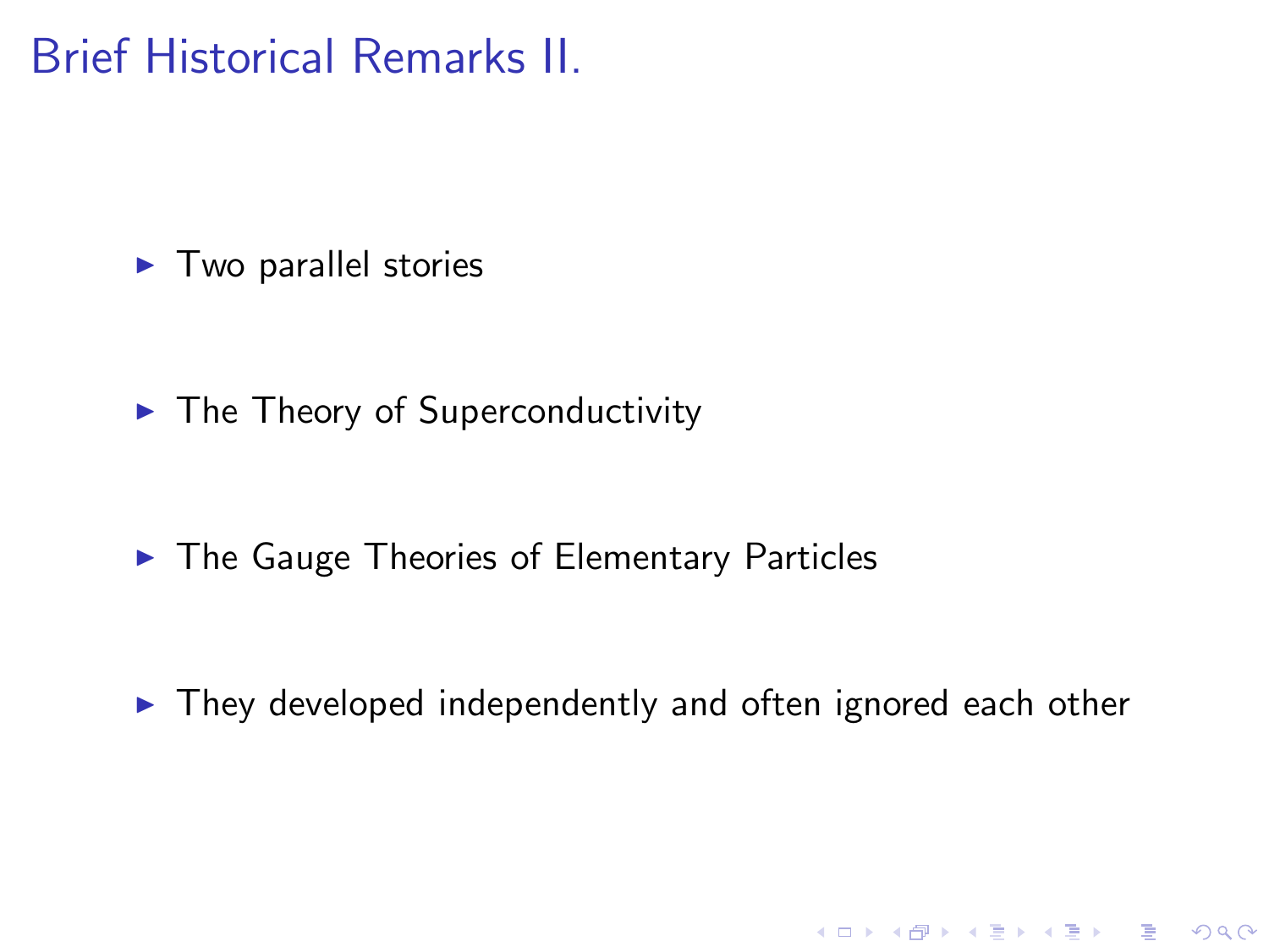# Brief Historical Remarks II.

- Two parallel stories
- The Theory of Superconductivity
- The Gauge Theories of Elementary Particles
- They developed independently and often ignored each other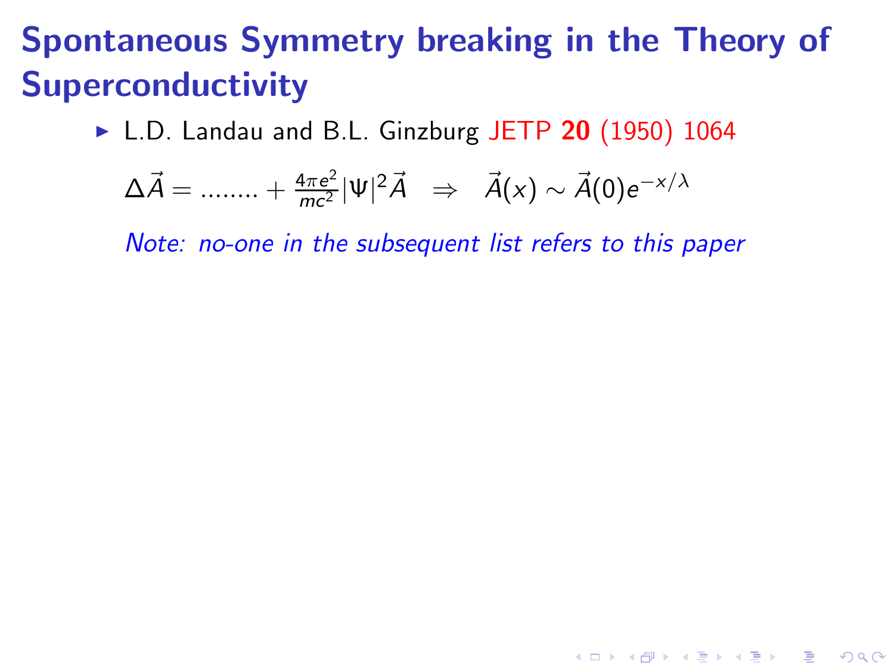# Spontaneous Symmetry breaking in the Theory of Superconductivity

- L.D. Landau and B.L. Ginzburg JETP **20** (1950) 1064

  $$\Delta \vec{A} = ........ + \frac{4\pi e^2}{mc^2}|\Psi|^2 \vec{A} \quad \Rightarrow \quad \vec{A}(x) \sim \vec{A}(0)e^{-x/\lambda}$$

  *Note: no-one in the subsequent list refers to this paper*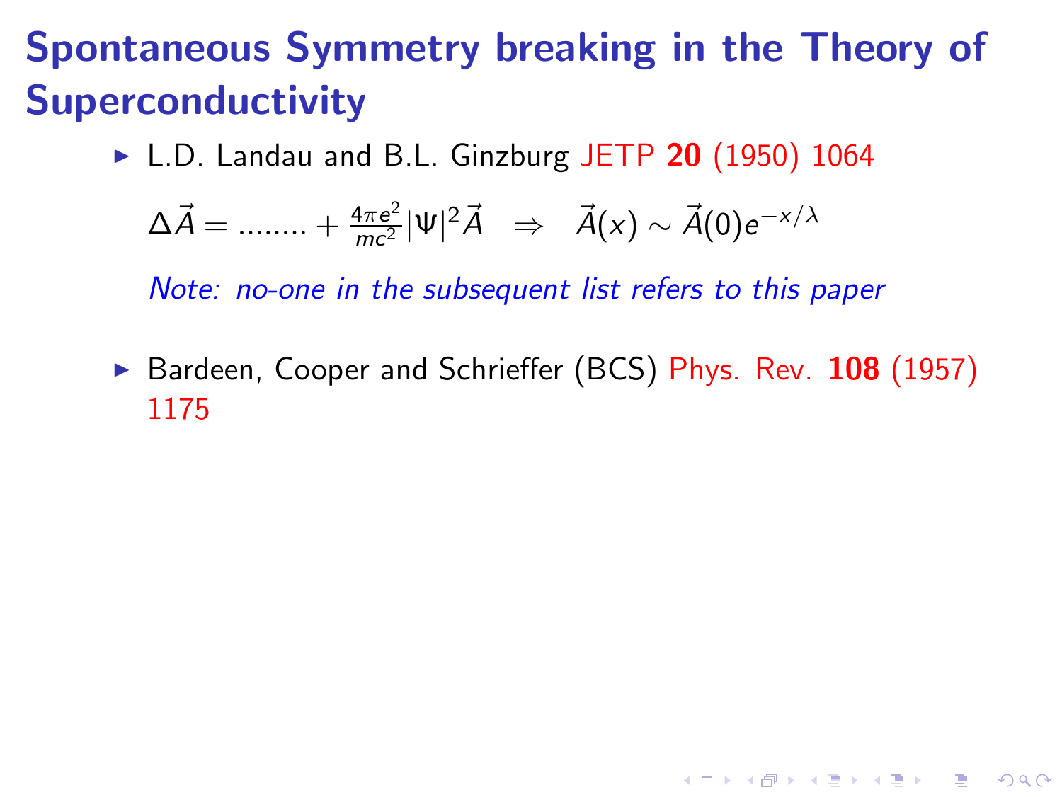# Spontaneous Symmetry breaking in the Theory of Superconductivity

- L.D. Landau and B.L. Ginzburg JETP **20** (1950) 1064

  $\Delta\vec{A} = \ldots\ldots + \frac{4\pi e^2}{mc^2}|\Psi|^2\vec{A} \quad \Rightarrow \quad \vec{A}(x) \sim \vec{A}(0)e^{-x/\lambda}$

  *Note: no-one in the subsequent list refers to this paper*

- Bardeen, Cooper and Schrieffer (BCS) Phys. Rev. **108** (1957) 1175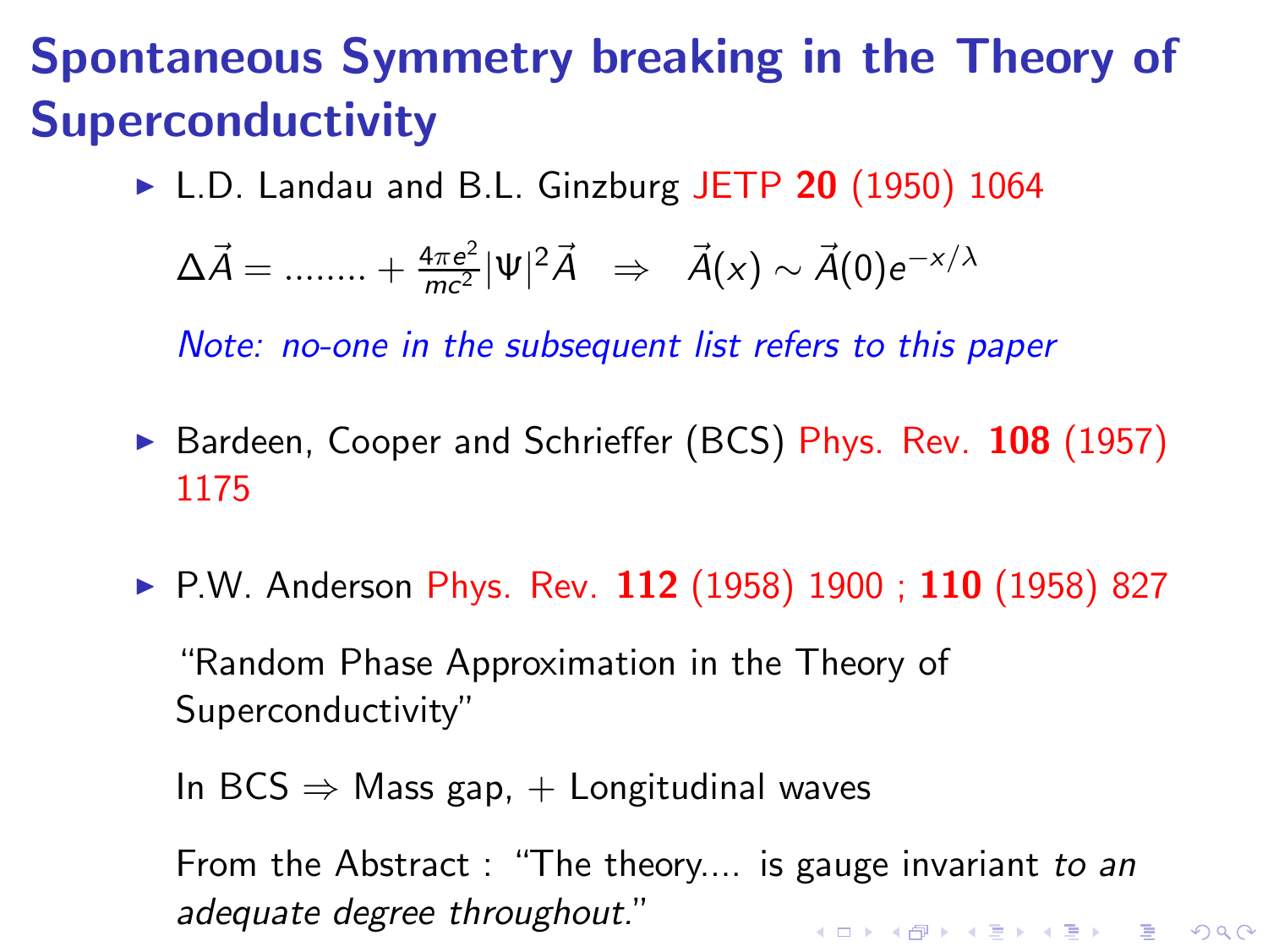# Spontaneous Symmetry breaking in the Theory of Superconductivity

- L.D. Landau and B.L. Ginzburg JETP **20** (1950) 1064

  $\Delta\vec{A} = ........ + \frac{4\pi e^2}{mc^2}|\Psi|^2\vec{A} \quad \Rightarrow \quad \vec{A}(x) \sim \vec{A}(0)e^{-x/\lambda}$

  *Note: no-one in the subsequent list refers to this paper*

- Bardeen, Cooper and Schrieffer (BCS) Phys. Rev. **108** (1957) 1175

- P.W. Anderson Phys. Rev. **112** (1958) 1900 ; **110** (1958) 827

  "Random Phase Approximation in the Theory of Superconductivity"

  In BCS $\Rightarrow$ Mass gap, + Longitudinal waves

  From the Abstract : "The theory.... is gauge invariant *to an adequate degree throughout.*"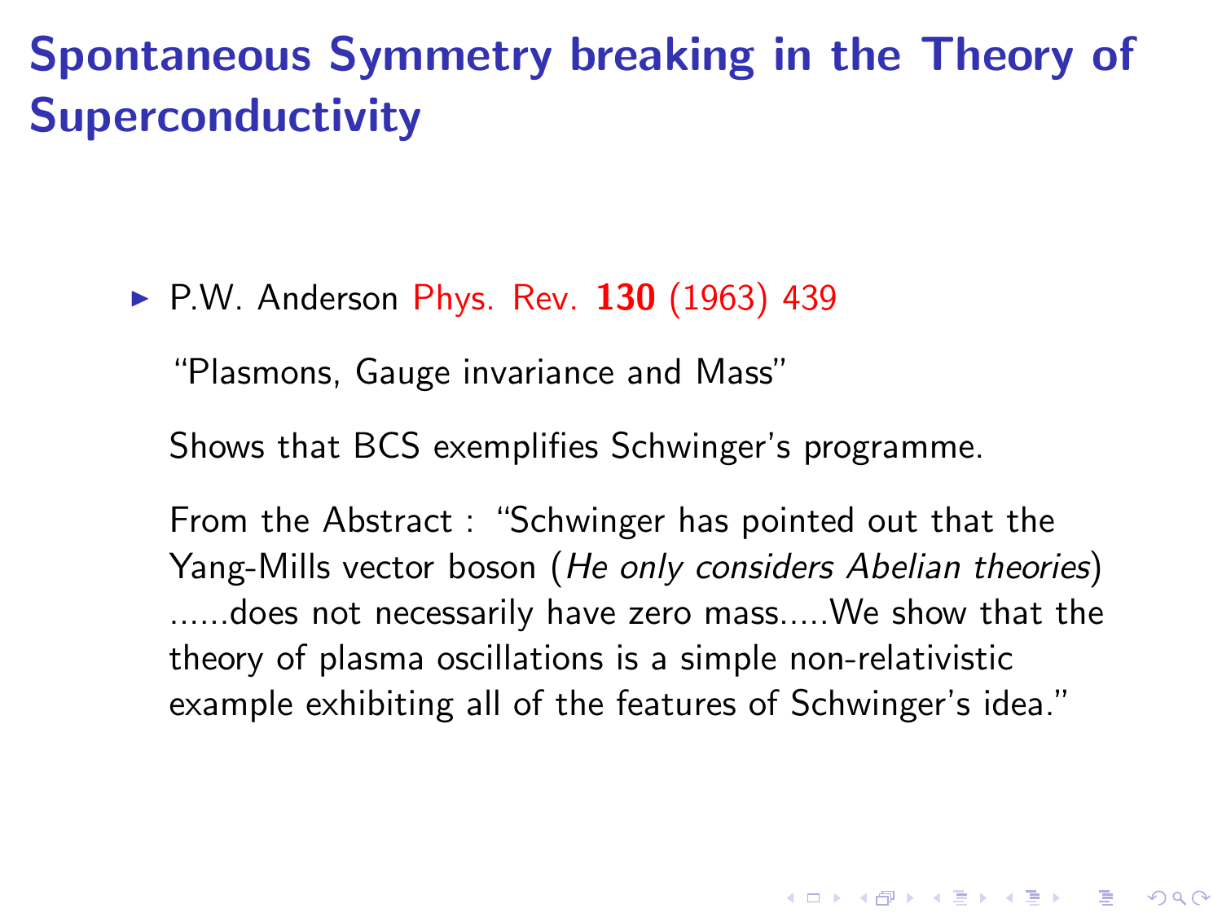# Spontaneous Symmetry breaking in the Theory of Superconductivity

- P.W. Anderson Phys. Rev. **130** (1963) 439

  "Plasmons, Gauge invariance and Mass"

  Shows that BCS exemplifies Schwinger's programme.

  From the Abstract : "Schwinger has pointed out that the Yang-Mills vector boson (*He only considers Abelian theories*) ......does not necessarily have zero mass.....We show that the theory of plasma oscillations is a simple non-relativistic example exhibiting all of the features of Schwinger's idea."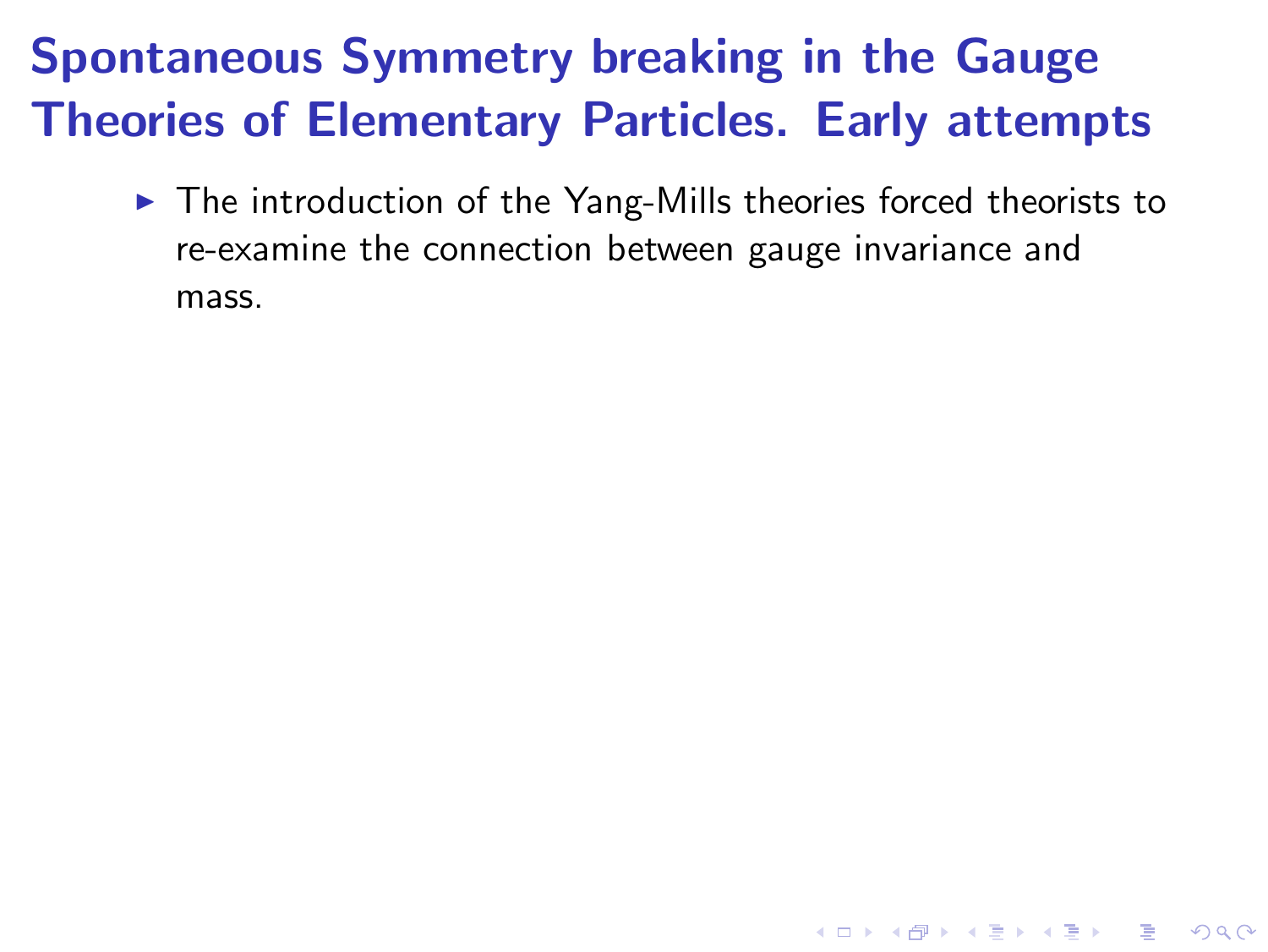# Spontaneous Symmetry breaking in the Gauge Theories of Elementary Particles. Early attempts

- The introduction of the Yang-Mills theories forced theorists to re-examine the connection between gauge invariance and mass.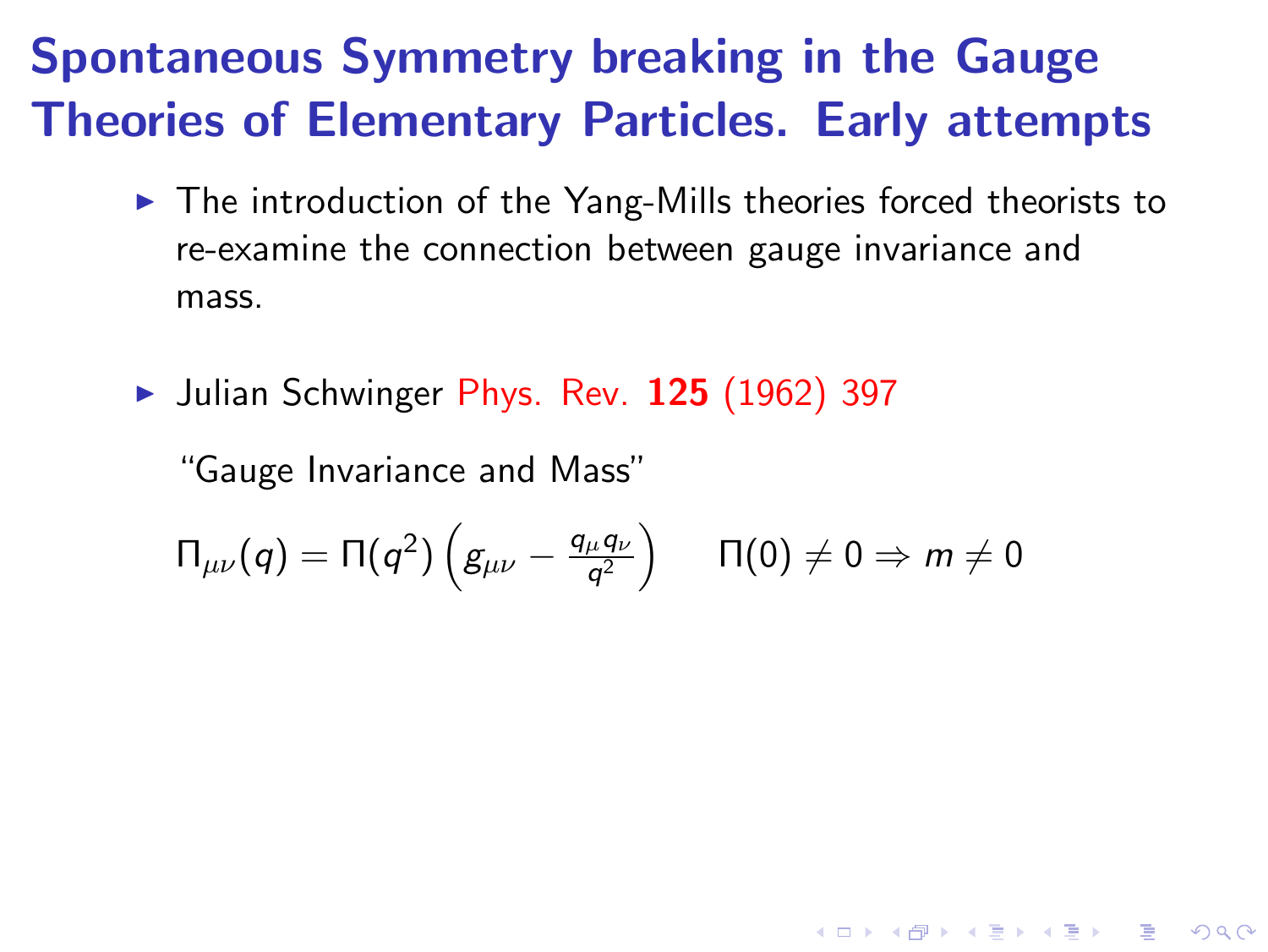# Spontaneous Symmetry breaking in the Gauge Theories of Elementary Particles. Early attempts

- The introduction of the Yang-Mills theories forced theorists to re-examine the connection between gauge invariance and mass.

- Julian Schwinger Phys. Rev. **125** (1962) 397

  "Gauge Invariance and Mass"

  $\Pi_{\mu\nu}(q) = \Pi(q^2)\left(g_{\mu\nu} - \frac{q_\mu q_\nu}{q^2}\right) \qquad \Pi(0) \neq 0 \Rightarrow m \neq 0$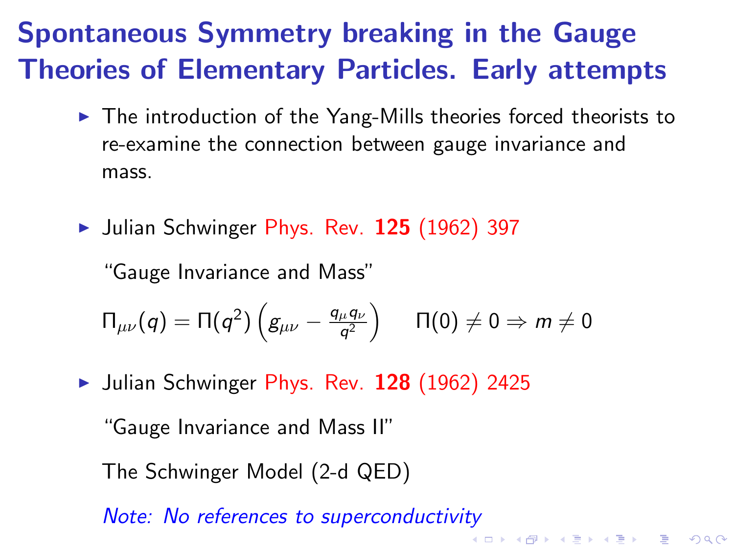# Spontaneous Symmetry breaking in the Gauge Theories of Elementary Particles. Early attempts

- The introduction of the Yang-Mills theories forced theorists to re-examine the connection between gauge invariance and mass.

- Julian Schwinger Phys. Rev. **125** (1962) 397

  "Gauge Invariance and Mass"

  $\Pi_{\mu\nu}(q) = \Pi(q^2)\left(g_{\mu\nu} - \frac{q_\mu q_\nu}{q^2}\right) \qquad \Pi(0) \neq 0 \Rightarrow m \neq 0$

- Julian Schwinger Phys. Rev. **128** (1962) 2425

  "Gauge Invariance and Mass II"

  The Schwinger Model (2-d QED)

  *Note: No references to superconductivity*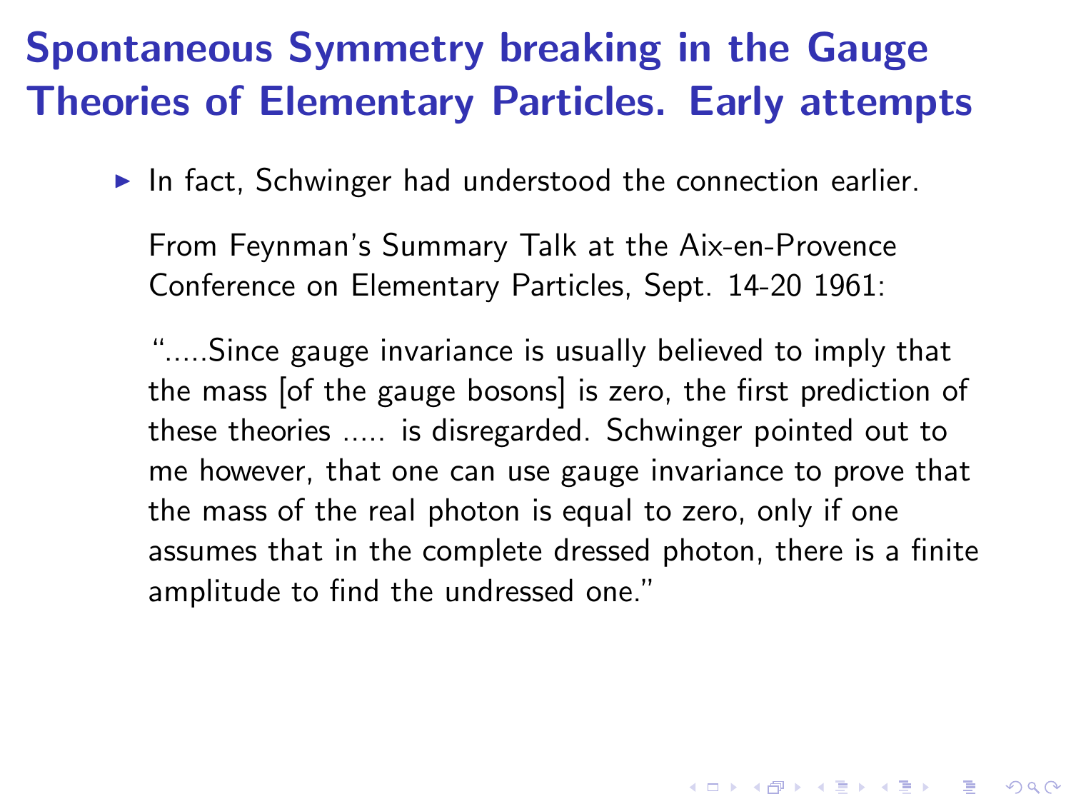# Spontaneous Symmetry breaking in the Gauge Theories of Elementary Particles. Early attempts

- In fact, Schwinger had understood the connection earlier.

  From Feynman's Summary Talk at the Aix-en-Provence Conference on Elementary Particles, Sept. 14-20 1961:

  ".....Since gauge invariance is usually believed to imply that the mass [of the gauge bosons] is zero, the first prediction of these theories ..... is disregarded. Schwinger pointed out to me however, that one can use gauge invariance to prove that the mass of the real photon is equal to zero, only if one assumes that in the complete dressed photon, there is a finite amplitude to find the undressed one."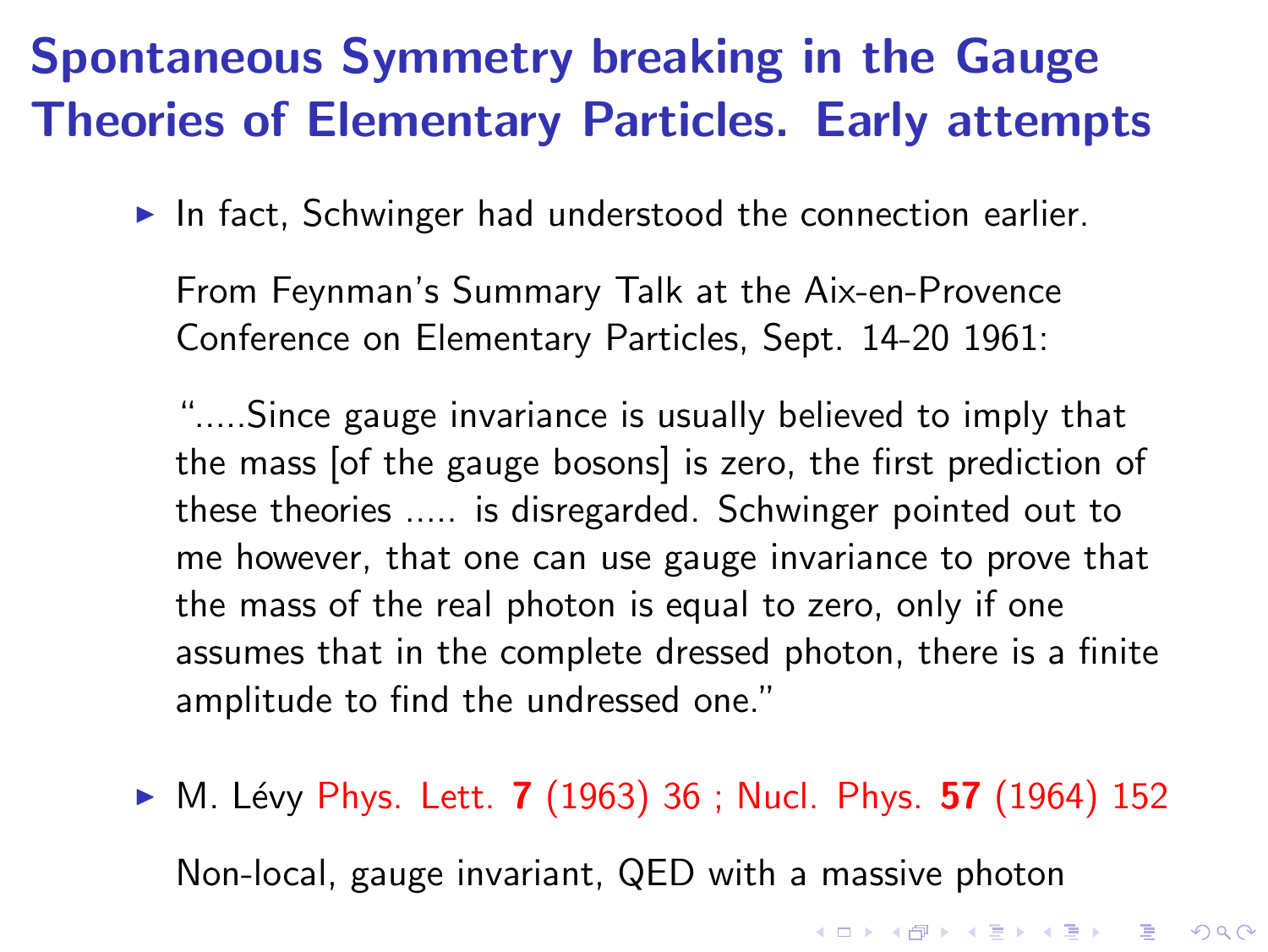# Spontaneous Symmetry breaking in the Gauge Theories of Elementary Particles. Early attempts

- In fact, Schwinger had understood the connection earlier.

  From Feynman's Summary Talk at the Aix-en-Provence Conference on Elementary Particles, Sept. 14-20 1961:

  ".....Since gauge invariance is usually believed to imply that the mass [of the gauge bosons] is zero, the first prediction of these theories ..... is disregarded. Schwinger pointed out to me however, that one can use gauge invariance to prove that the mass of the real photon is equal to zero, only if one assumes that in the complete dressed photon, there is a finite amplitude to find the undressed one."

- M. Lévy Phys. Lett. **7** (1963) 36 ; Nucl. Phys. **57** (1964) 152

  Non-local, gauge invariant, QED with a massive photon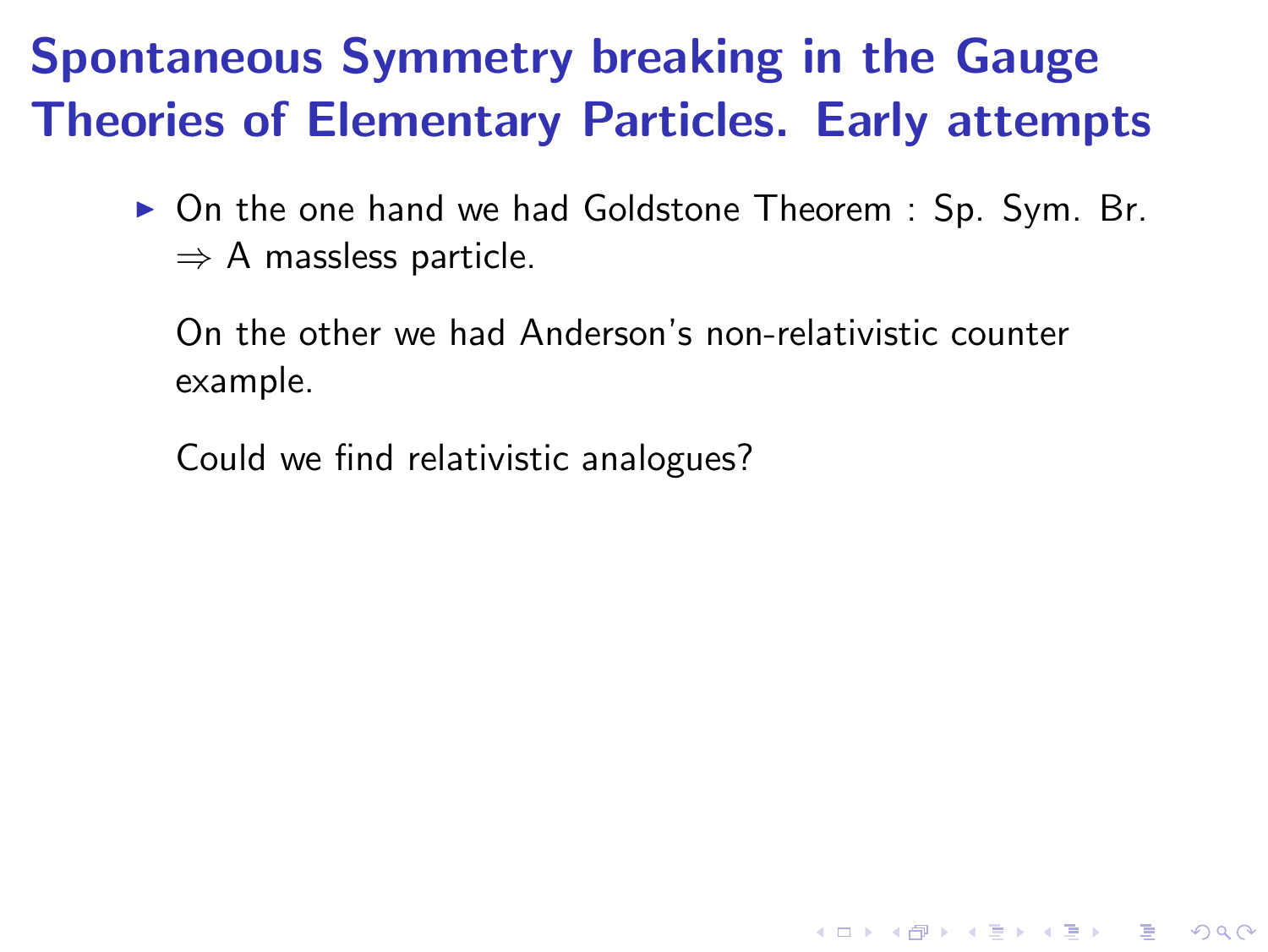# Spontaneous Symmetry breaking in the Gauge Theories of Elementary Particles. Early attempts

- On the one hand we had Goldstone Theorem : Sp. Sym. Br. $\Rightarrow$ A massless particle.

  On the other we had Anderson's non-relativistic counter example.

  Could we find relativistic analogues?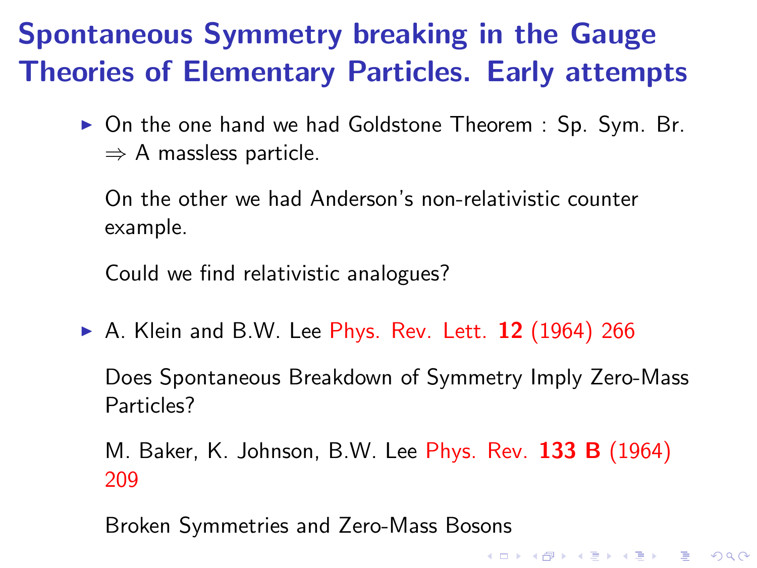# Spontaneous Symmetry breaking in the Gauge Theories of Elementary Particles. Early attempts

- On the one hand we had Goldstone Theorem : Sp. Sym. Br. $\Rightarrow$ A massless particle.

  On the other we had Anderson's non-relativistic counter example.

  Could we find relativistic analogues?

- A. Klein and B.W. Lee Phys. Rev. Lett. **12** (1964) 266

  Does Spontaneous Breakdown of Symmetry Imply Zero-Mass Particles?

  M. Baker, K. Johnson, B.W. Lee Phys. Rev. **133 B** (1964) 209

  Broken Symmetries and Zero-Mass Bosons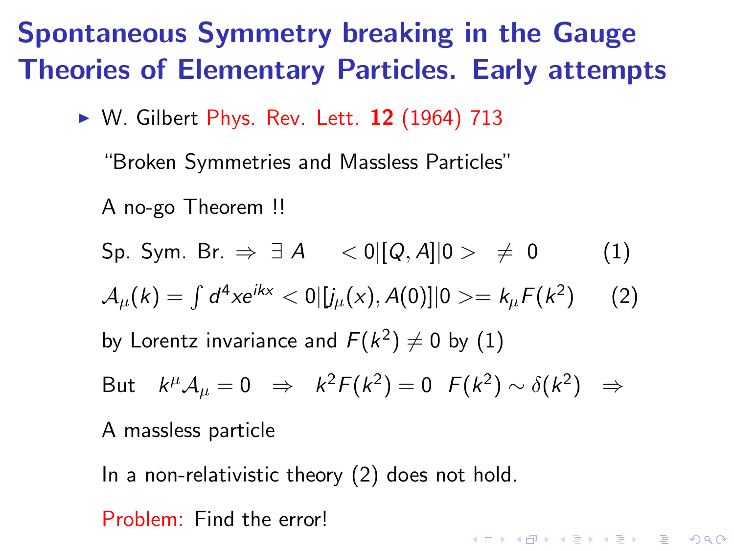# Spontaneous Symmetry breaking in the Gauge Theories of Elementary Particles. Early attempts

- W. Gilbert Phys. Rev. Lett. **12** (1964) 713

  "Broken Symmetries and Massless Particles"

  A no-go Theorem !!

  Sp. Sym. Br. $\Rightarrow\ \exists\ A \quad <0|[Q,A]|0> \ \neq\ 0 \qquad (1)$

  $\mathcal{A}_\mu(k) = \int d^4x e^{ikx} <0|[j_\mu(x), A(0)]|0> = k_\mu F(k^2) \qquad (2)$

  by Lorentz invariance and $F(k^2) \neq 0$ by (1)

  But $\quad k^\mu \mathcal{A}_\mu = 0 \quad \Rightarrow \quad k^2 F(k^2) = 0 \quad F(k^2) \sim \delta(k^2) \quad \Rightarrow$

  A massless particle

  In a non-relativistic theory (2) does not hold.

  Problem: Find the error!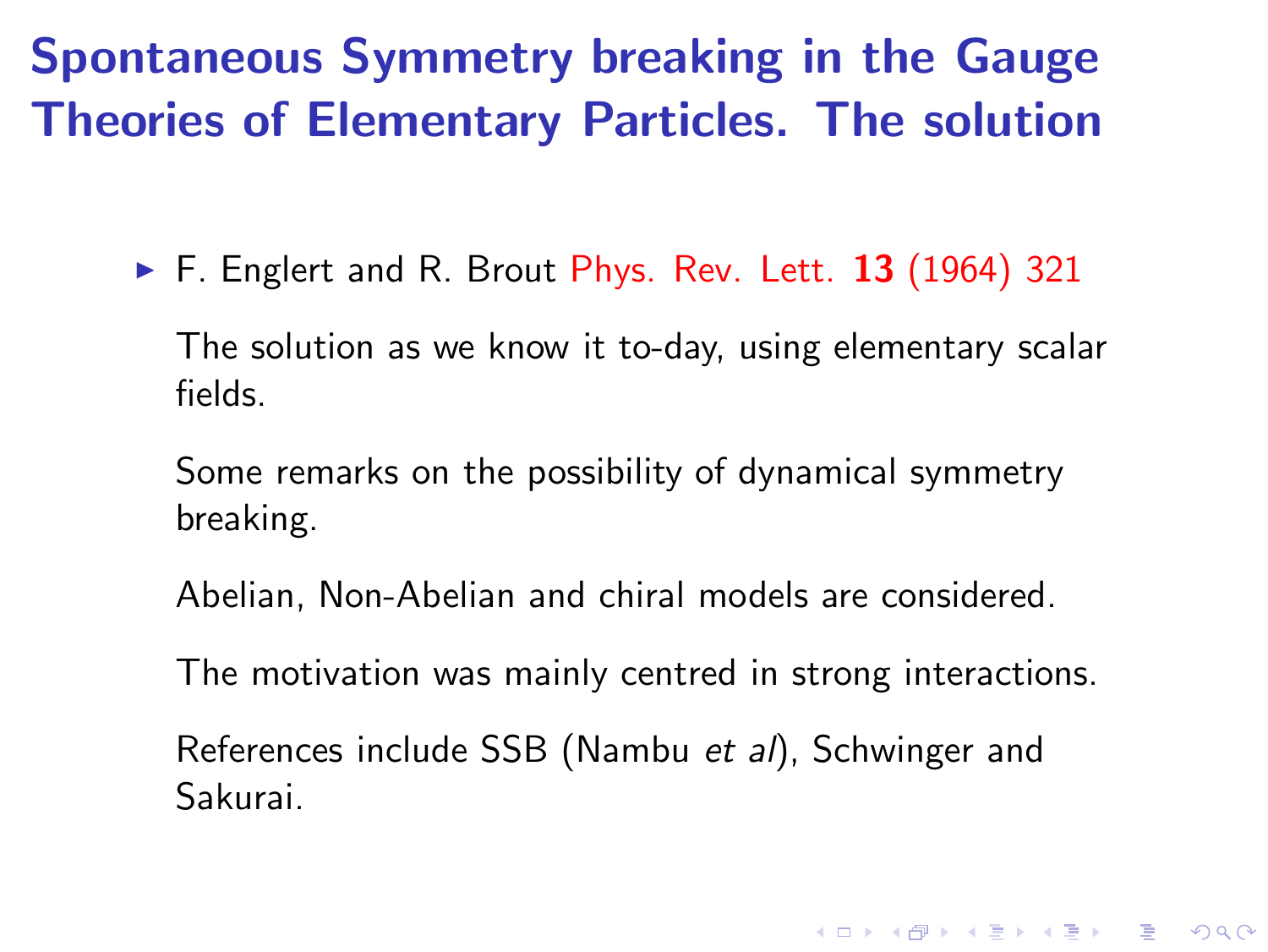# Spontaneous Symmetry breaking in the Gauge Theories of Elementary Particles. The solution

- F. Englert and R. Brout Phys. Rev. Lett. **13** (1964) 321

  The solution as we know it to-day, using elementary scalar fields.

  Some remarks on the possibility of dynamical symmetry breaking.

  Abelian, Non-Abelian and chiral models are considered.

  The motivation was mainly centred in strong interactions.

  References include SSB (Nambu *et al*), Schwinger and Sakurai.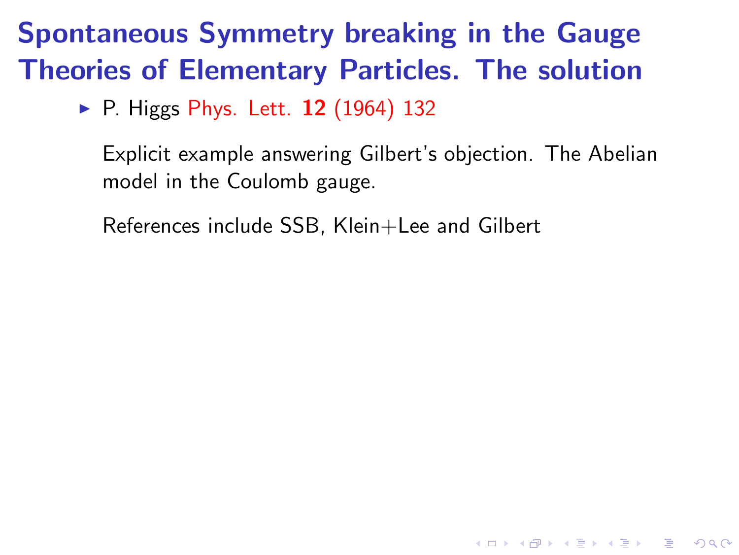# Spontaneous Symmetry breaking in the Gauge Theories of Elementary Particles. The solution

- P. Higgs Phys. Lett. **12** (1964) 132

  Explicit example answering Gilbert's objection. The Abelian model in the Coulomb gauge.

  References include SSB, Klein+Lee and Gilbert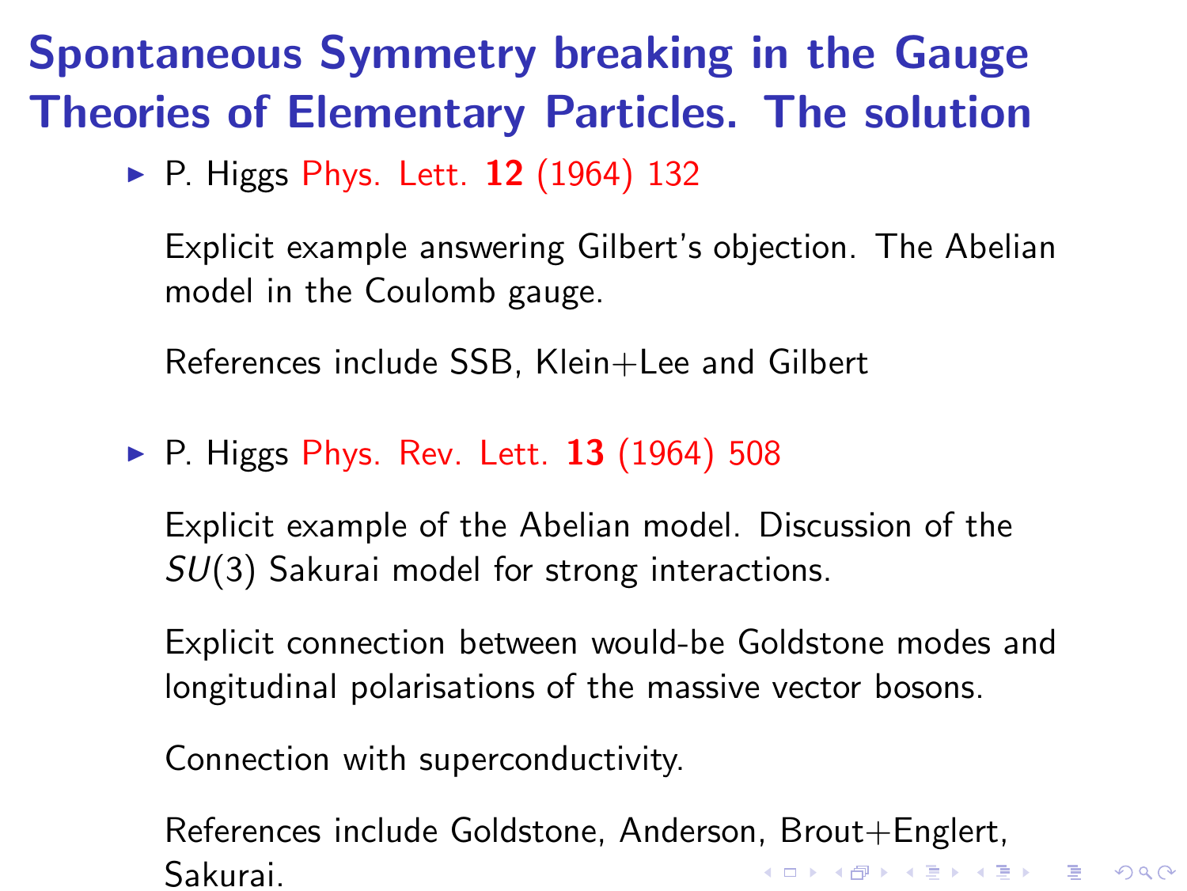# Spontaneous Symmetry breaking in the Gauge Theories of Elementary Particles. The solution

- P. Higgs Phys. Lett. **12** (1964) 132

  Explicit example answering Gilbert's objection. The Abelian model in the Coulomb gauge.

  References include SSB, Klein+Lee and Gilbert

- P. Higgs Phys. Rev. Lett. **13** (1964) 508

  Explicit example of the Abelian model. Discussion of the $SU(3)$ Sakurai model for strong interactions.

  Explicit connection between would-be Goldstone modes and longitudinal polarisations of the massive vector bosons.

  Connection with superconductivity.

  References include Goldstone, Anderson, Brout+Englert, Sakurai.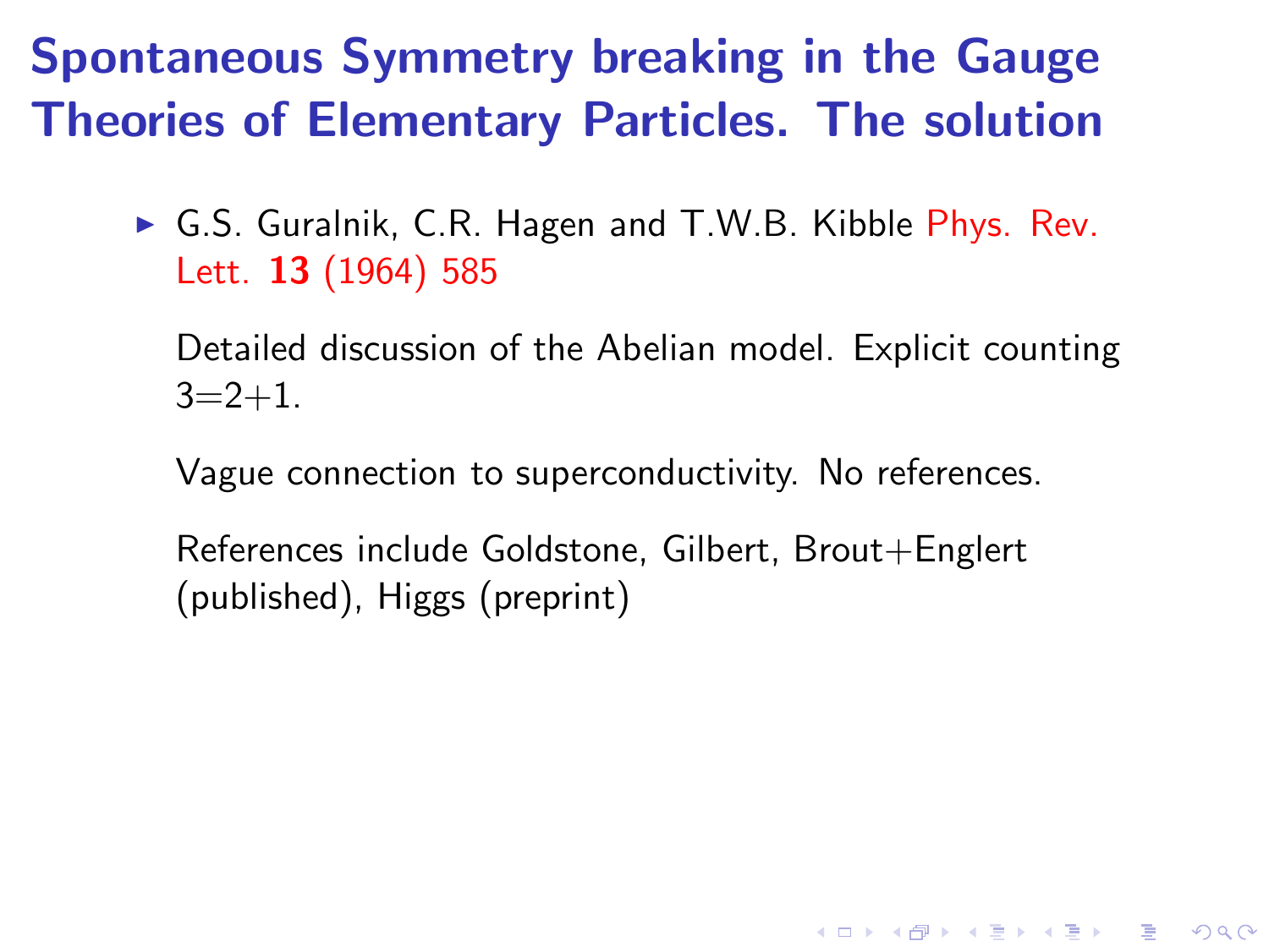# Spontaneous Symmetry breaking in the Gauge Theories of Elementary Particles. The solution

- G.S. Guralnik, C.R. Hagen and T.W.B. Kibble Phys. Rev. Lett. **13** (1964) 585

  Detailed discussion of the Abelian model. Explicit counting 3=2+1.

  Vague connection to superconductivity. No references.

  References include Goldstone, Gilbert, Brout+Englert (published), Higgs (preprint)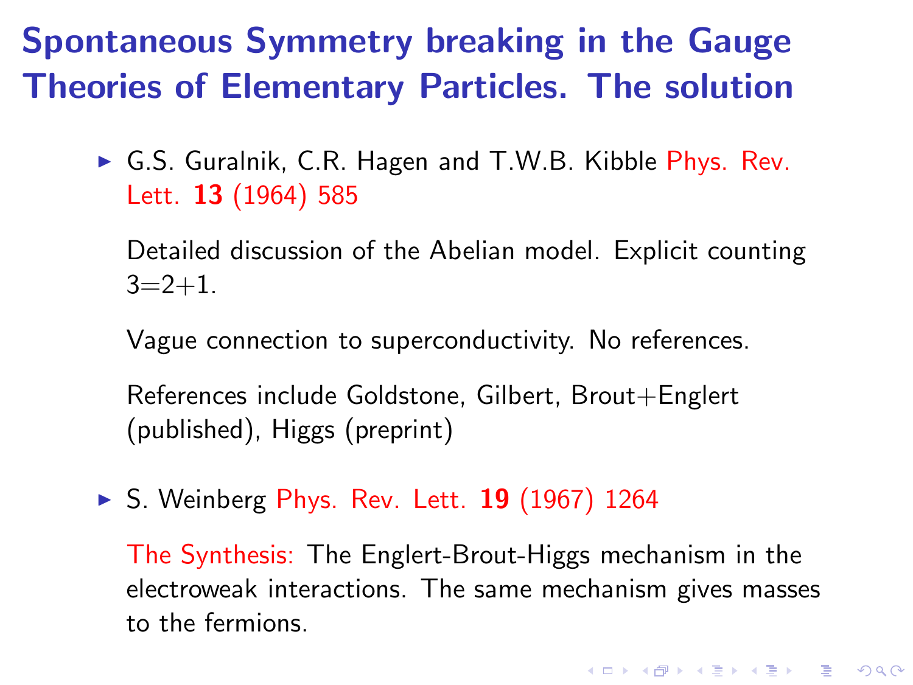# Spontaneous Symmetry breaking in the Gauge Theories of Elementary Particles. The solution

- G.S. Guralnik, C.R. Hagen and T.W.B. Kibble Phys. Rev. Lett. **13** (1964) 585

  Detailed discussion of the Abelian model. Explicit counting 3=2+1.

  Vague connection to superconductivity. No references.

  References include Goldstone, Gilbert, Brout+Englert (published), Higgs (preprint)

- S. Weinberg Phys. Rev. Lett. **19** (1967) 1264

  The Synthesis: The Englert-Brout-Higgs mechanism in the electroweak interactions. The same mechanism gives masses to the fermions.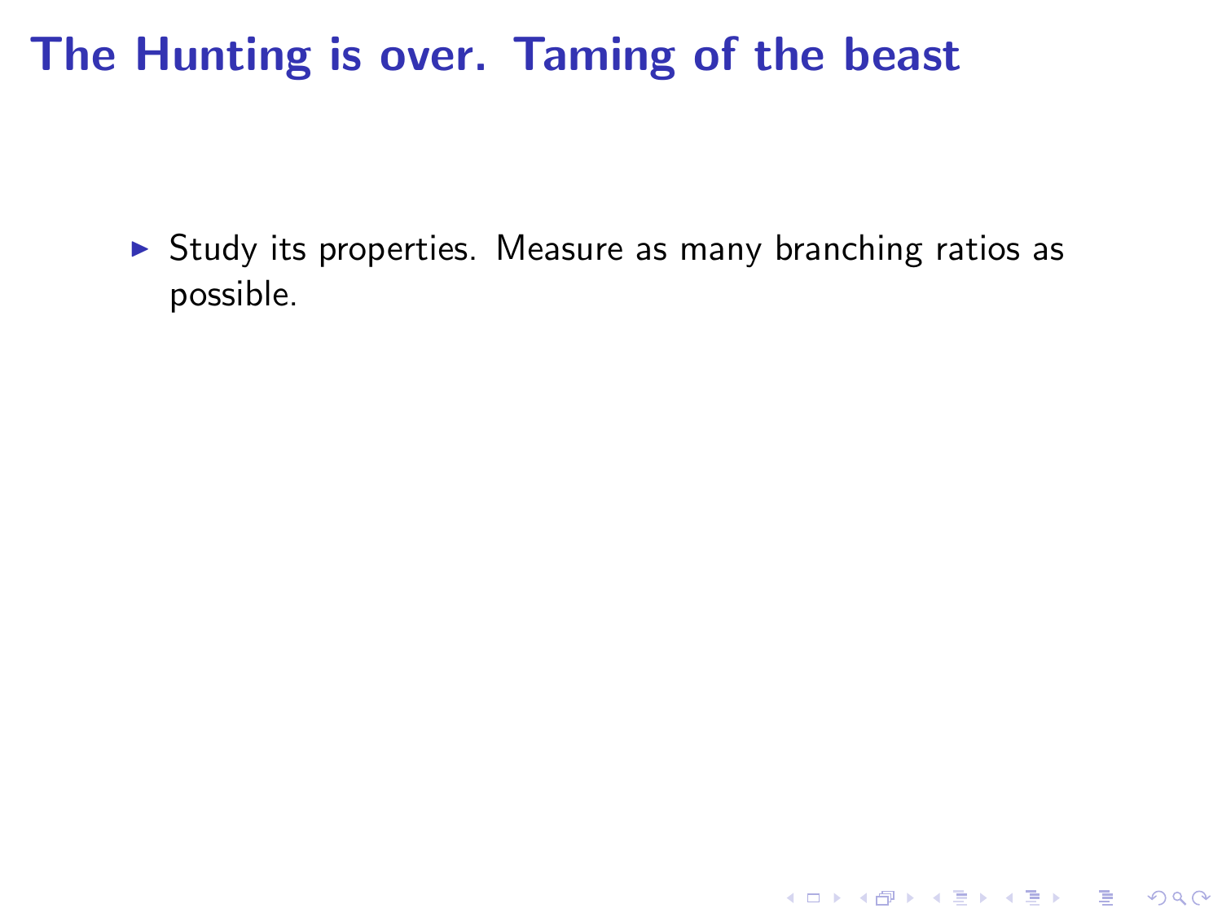# The Hunting is over. Taming of the beast

- Study its properties. Measure as many branching ratios as possible.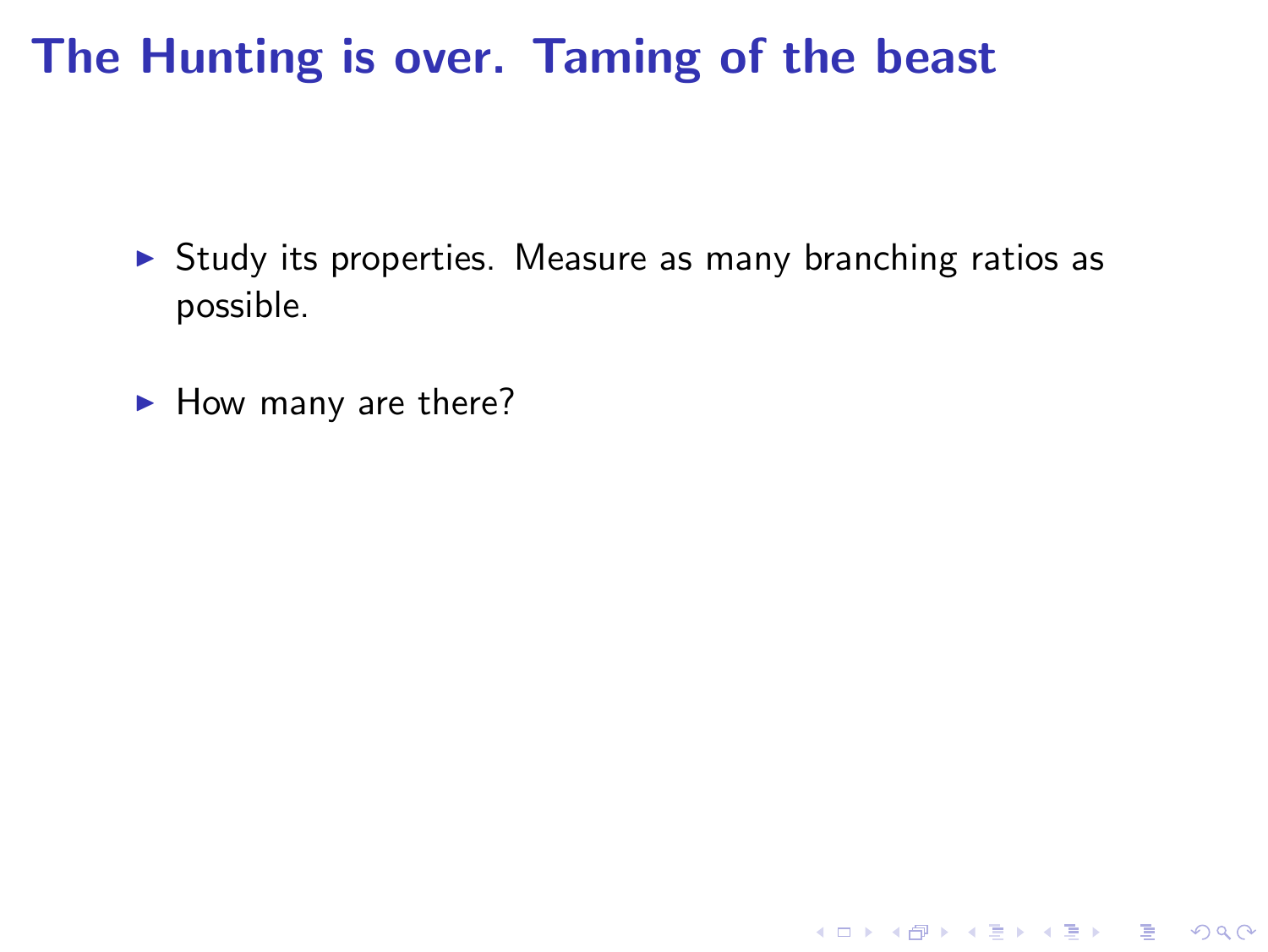# The Hunting is over. Taming of the beast

- Study its properties. Measure as many branching ratios as possible.
- How many are there?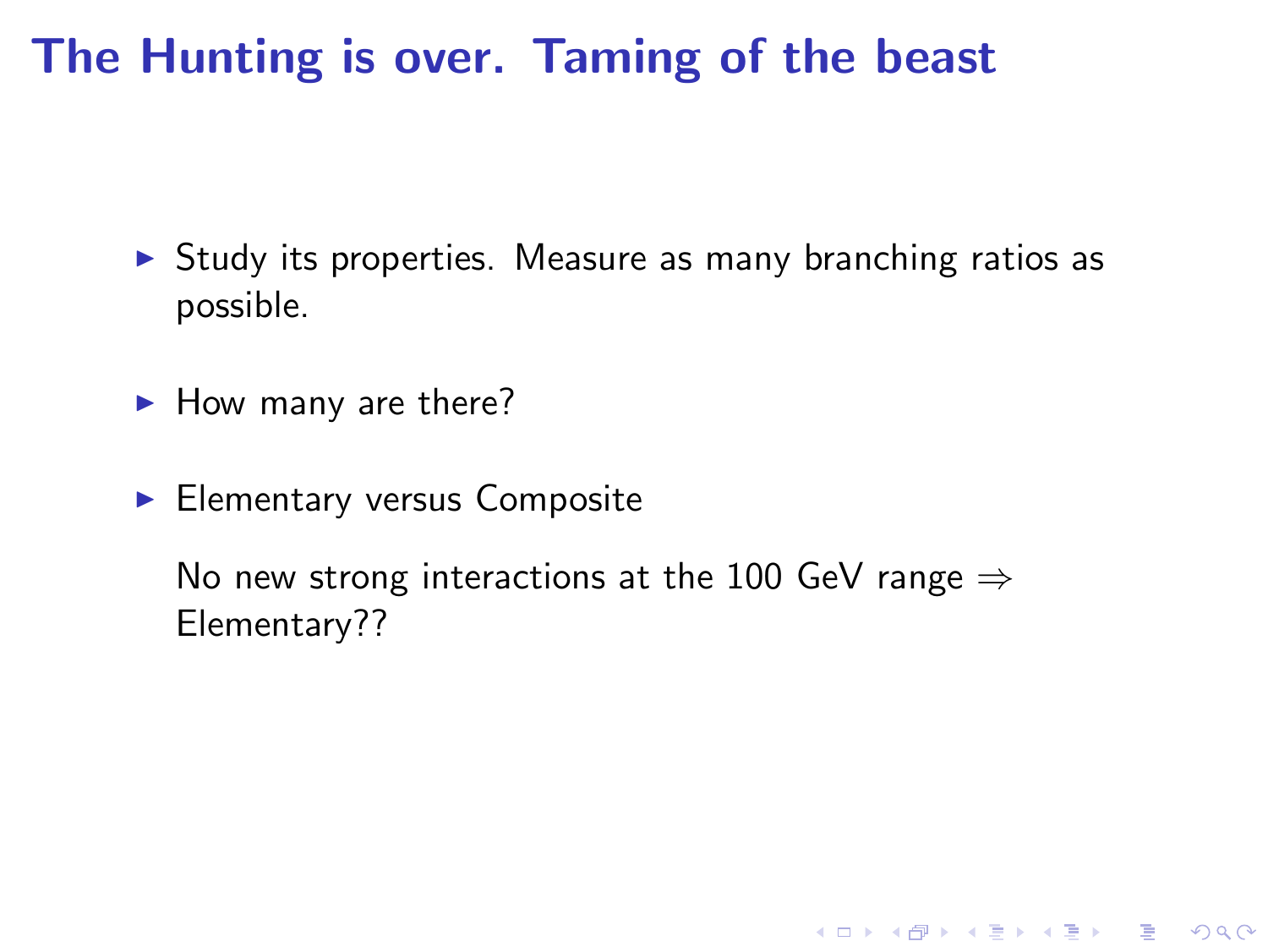# The Hunting is over. Taming of the beast

- Study its properties. Measure as many branching ratios as possible.
- How many are there?
- Elementary versus Composite

  No new strong interactions at the 100 GeV range $\Rightarrow$ Elementary??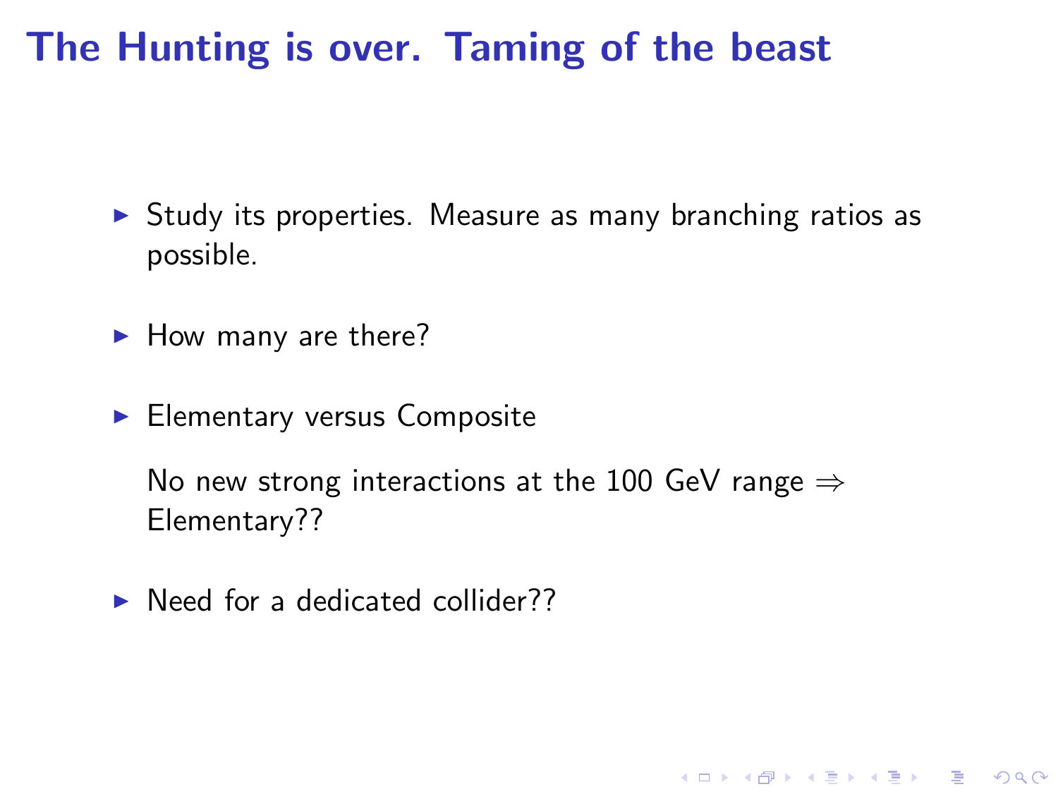# The Hunting is over. Taming of the beast

- Study its properties. Measure as many branching ratios as possible.

- How many are there?

- Elementary versus Composite

  No new strong interactions at the 100 GeV range $\Rightarrow$ Elementary??

- Need for a dedicated collider??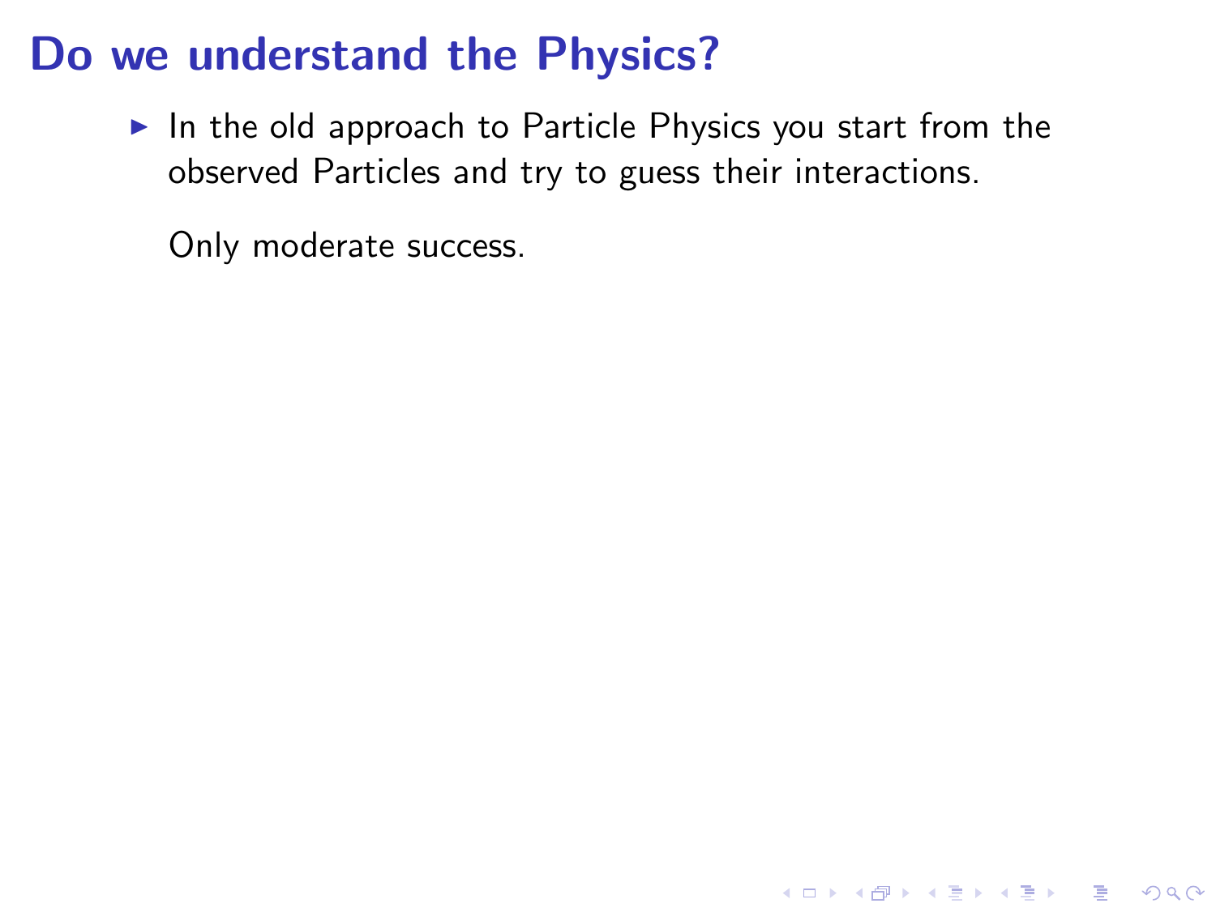# Do we understand the Physics?

- In the old approach to Particle Physics you start from the observed Particles and try to guess their interactions.

  Only moderate success.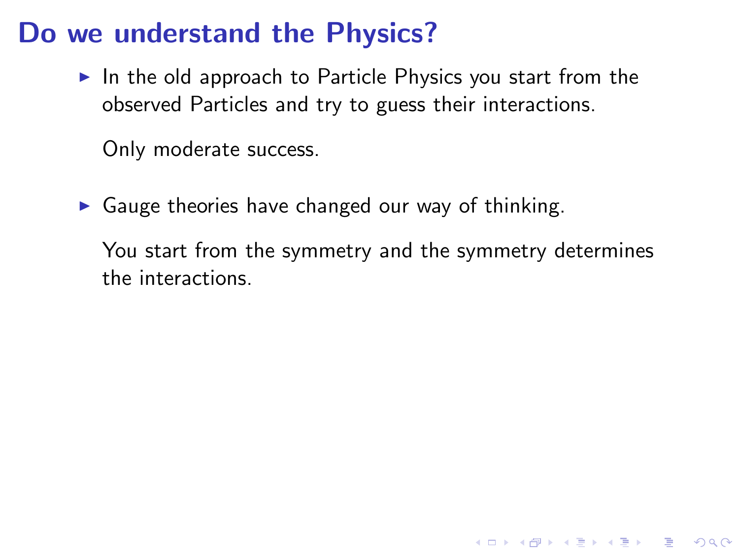# Do we understand the Physics?

- In the old approach to Particle Physics you start from the observed Particles and try to guess their interactions.

  Only moderate success.

- Gauge theories have changed our way of thinking.

  You start from the symmetry and the symmetry determines the interactions.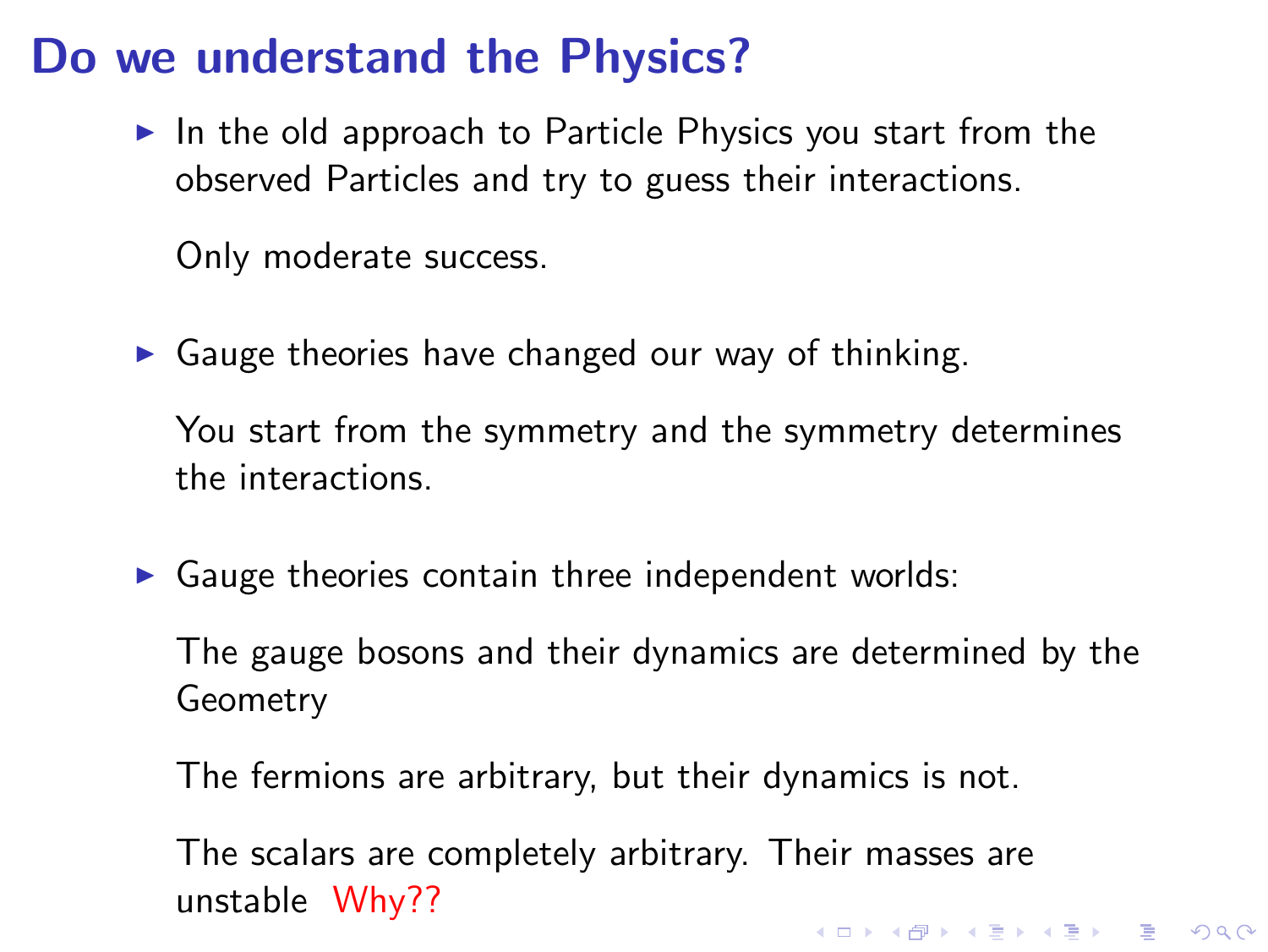# Do we understand the Physics?

- In the old approach to Particle Physics you start from the observed Particles and try to guess their interactions.

  Only moderate success.

- Gauge theories have changed our way of thinking.

  You start from the symmetry and the symmetry determines the interactions.

- Gauge theories contain three independent worlds:

  The gauge bosons and their dynamics are determined by the Geometry

  The fermions are arbitrary, but their dynamics is not.

  The scalars are completely arbitrary. Their masses are unstable Why??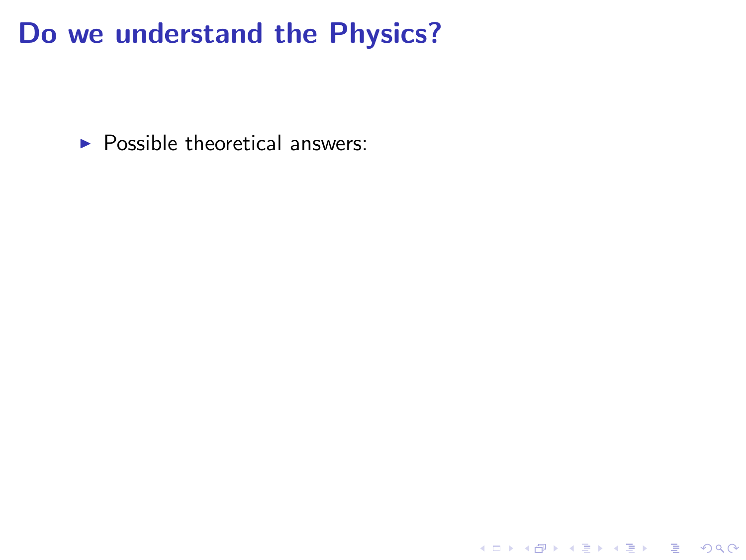# Do we understand the Physics?

- Possible theoretical answers: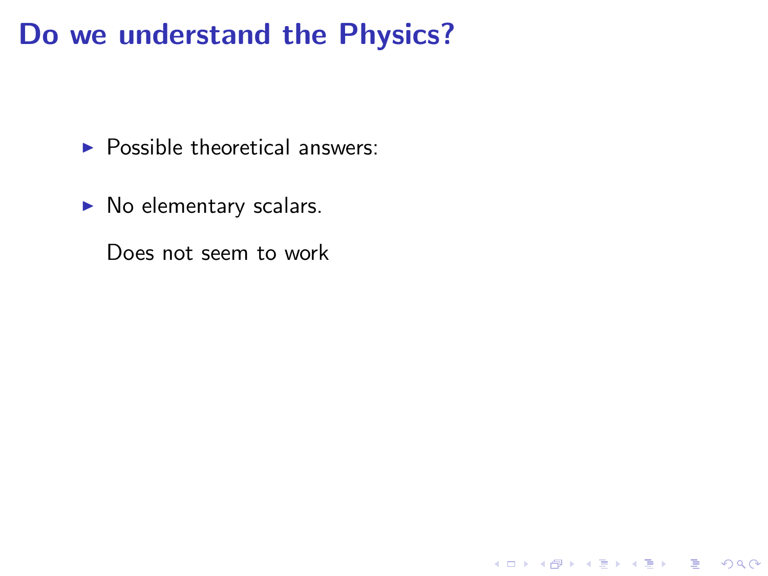# Do we understand the Physics?

- Possible theoretical answers:
- No elementary scalars.

  Does not seem to work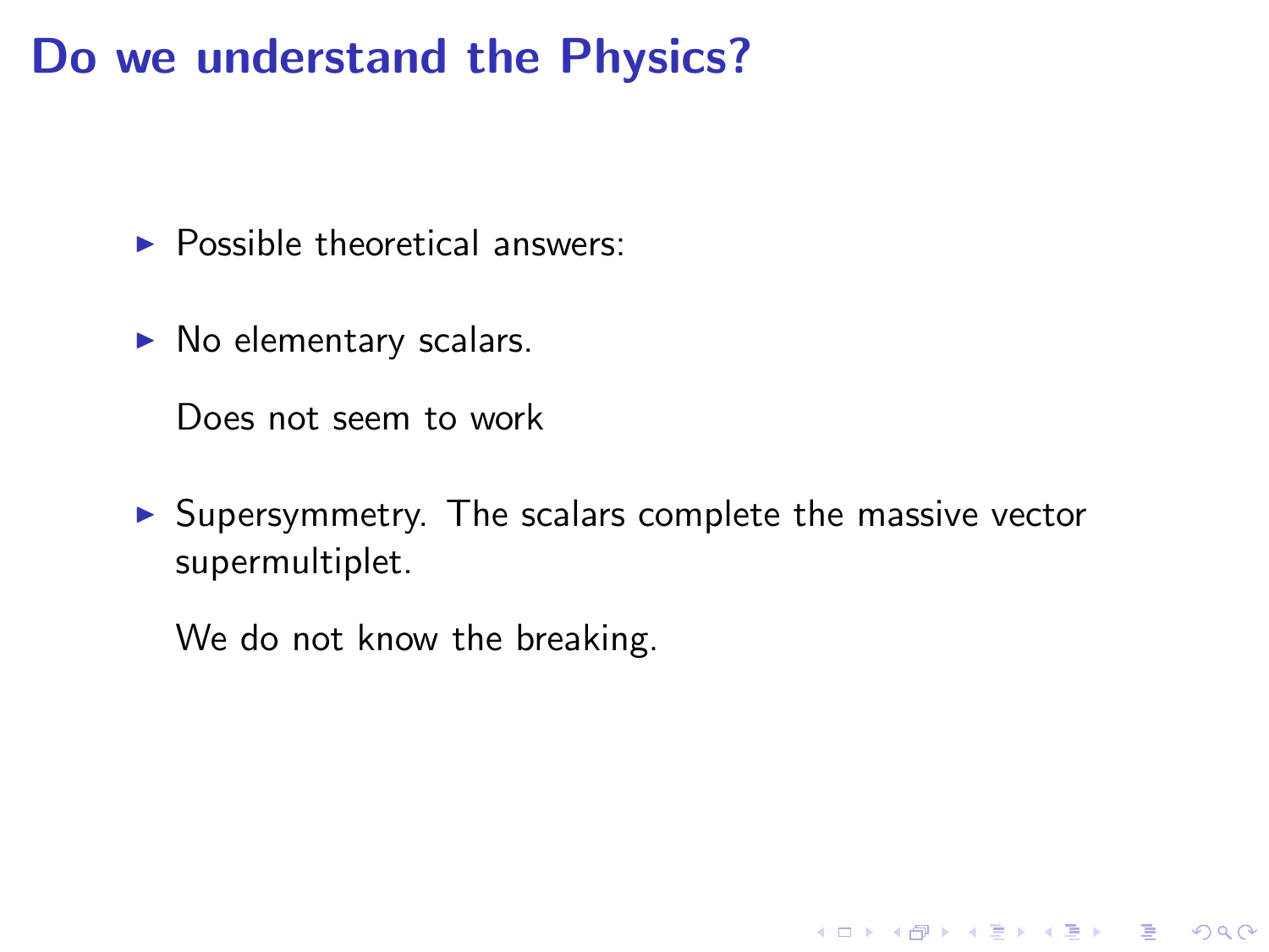# Do we understand the Physics?

- Possible theoretical answers:

- No elementary scalars.

  Does not seem to work

- Supersymmetry. The scalars complete the massive vector supermultiplet.

  We do not know the breaking.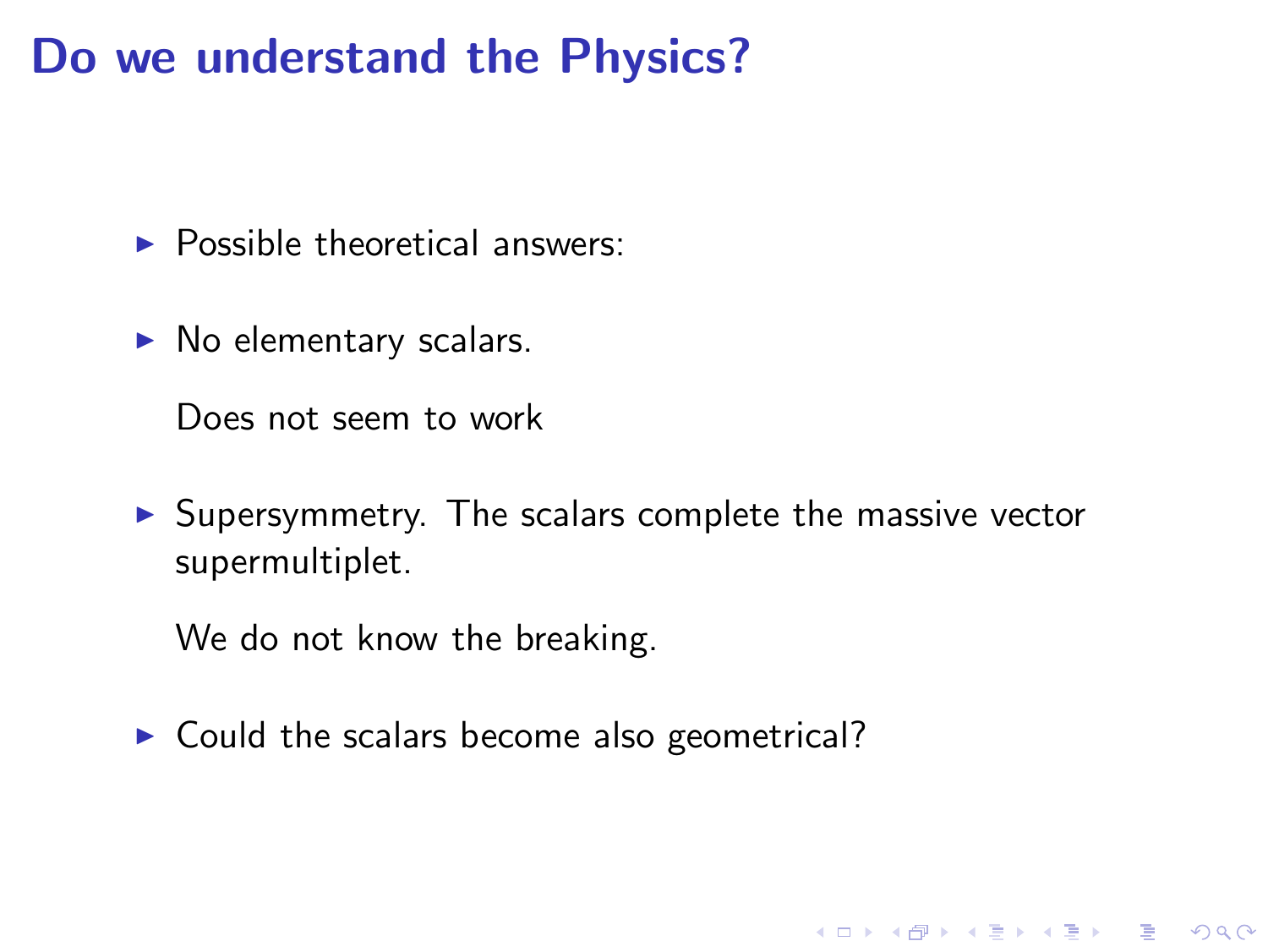# Do we understand the Physics?

- Possible theoretical answers:
- No elementary scalars.

  Does not seem to work
- Supersymmetry. The scalars complete the massive vector supermultiplet.

  We do not know the breaking.
- Could the scalars become also geometrical?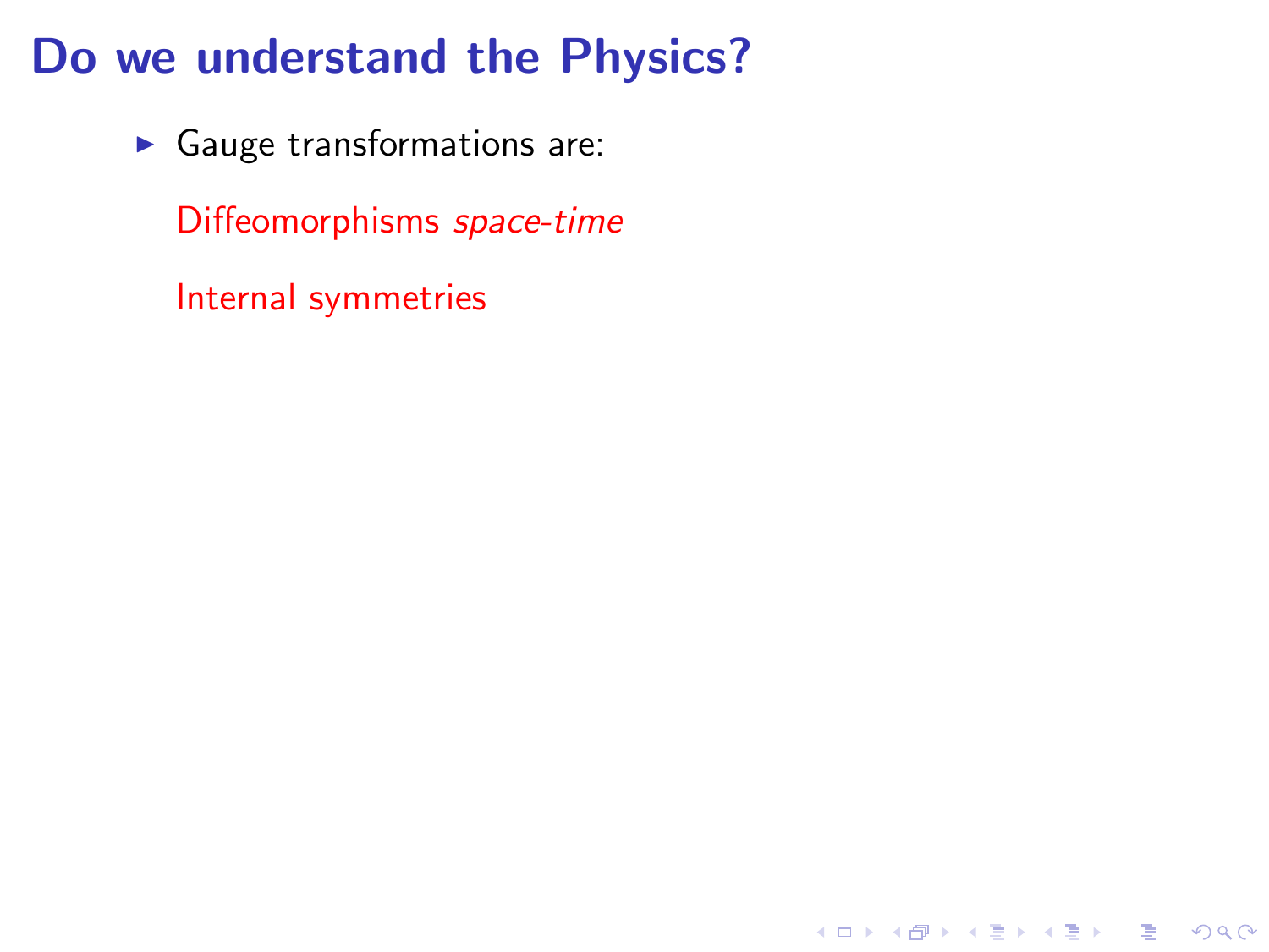# Do we understand the Physics?

- Gauge transformations are:

  Diffeomorphisms *space-time*

  Internal symmetries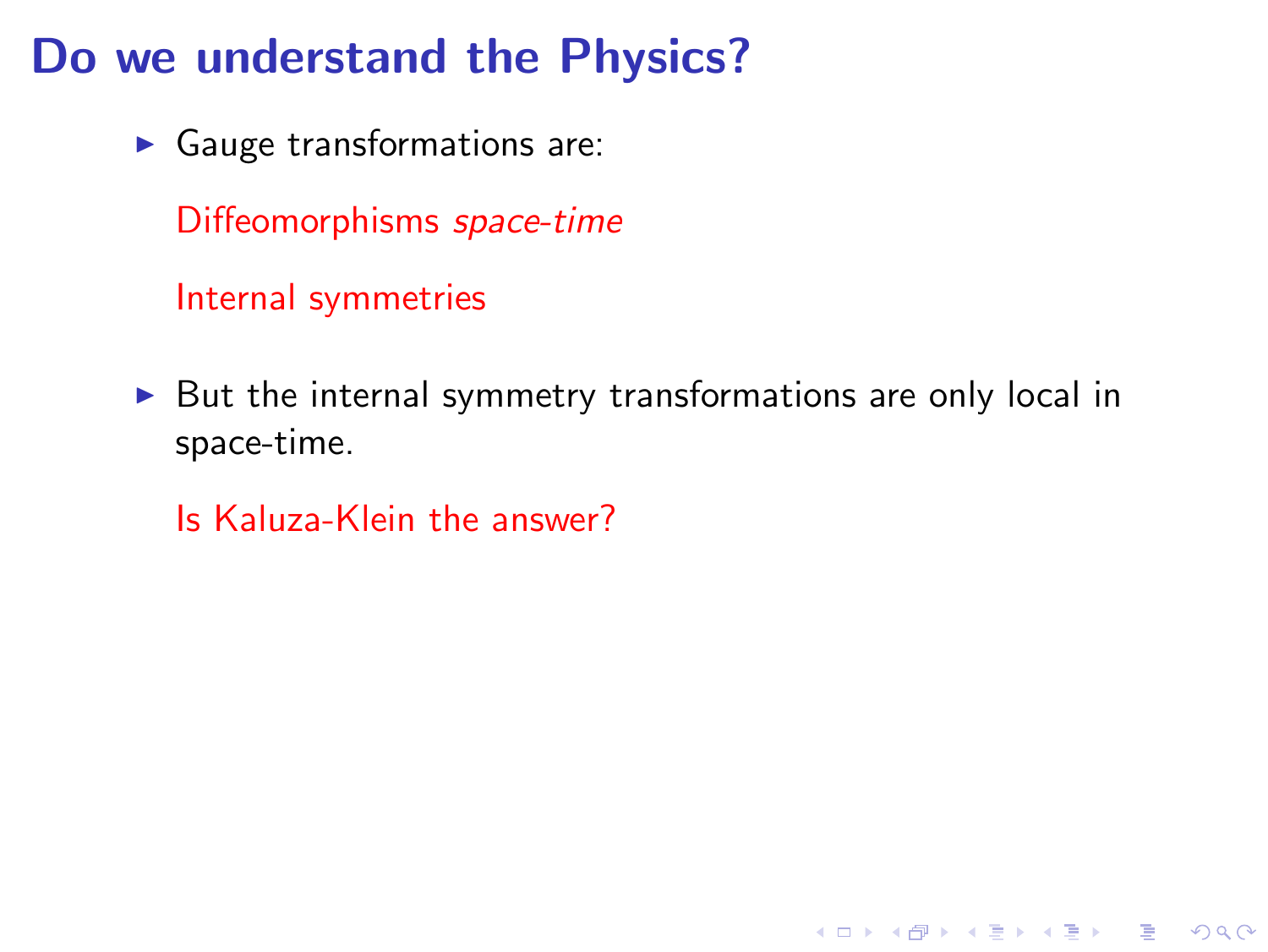# Do we understand the Physics?

- Gauge transformations are:

  Diffeomorphisms *space-time*

  Internal symmetries

- But the internal symmetry transformations are only local in space-time.

  Is Kaluza-Klein the answer?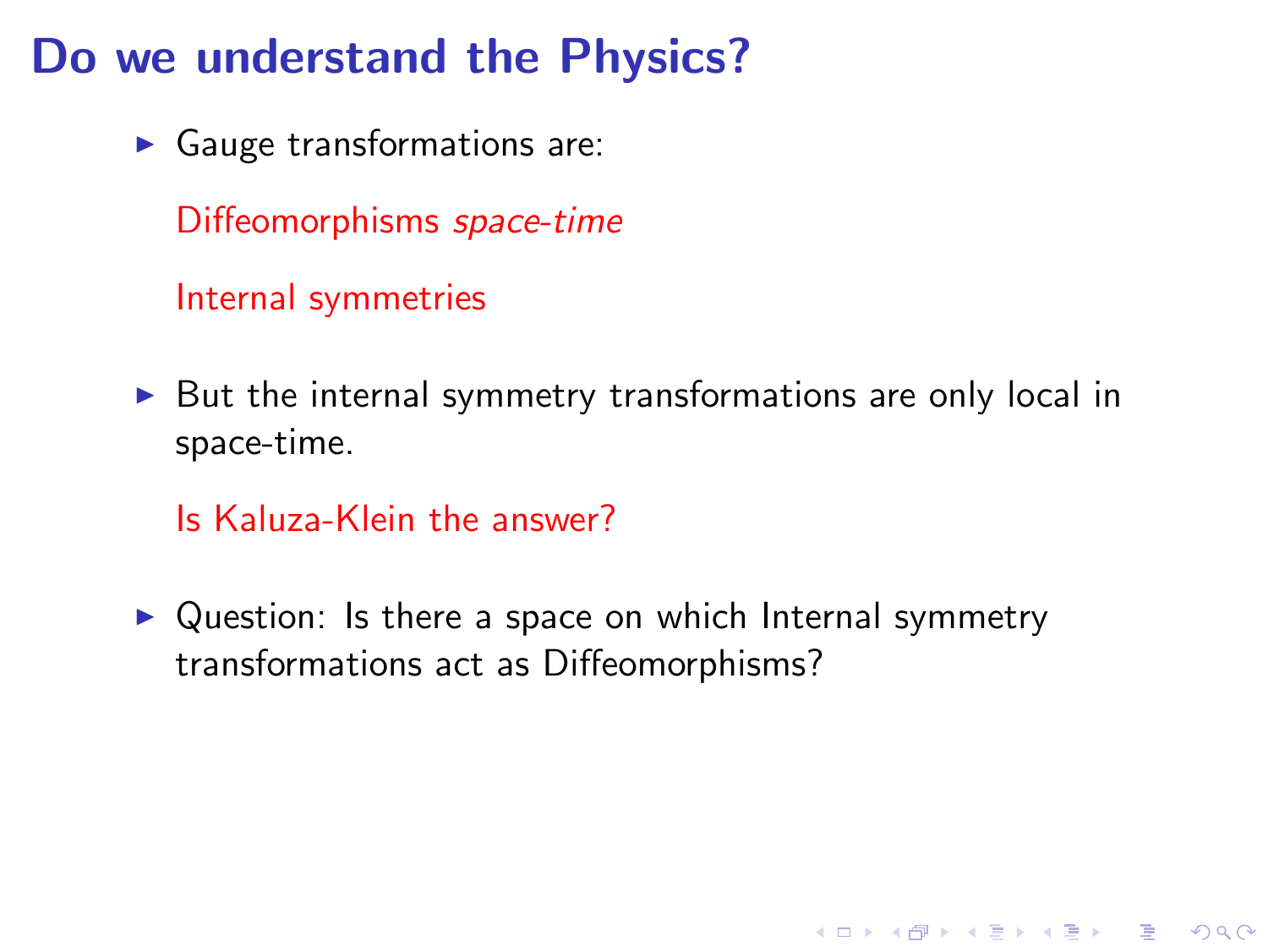# Do we understand the Physics?

- Gauge transformations are:

  Diffeomorphisms *space-time*

  Internal symmetries

- But the internal symmetry transformations are only local in space-time.

  Is Kaluza-Klein the answer?

- Question: Is there a space on which Internal symmetry transformations act as Diffeomorphisms?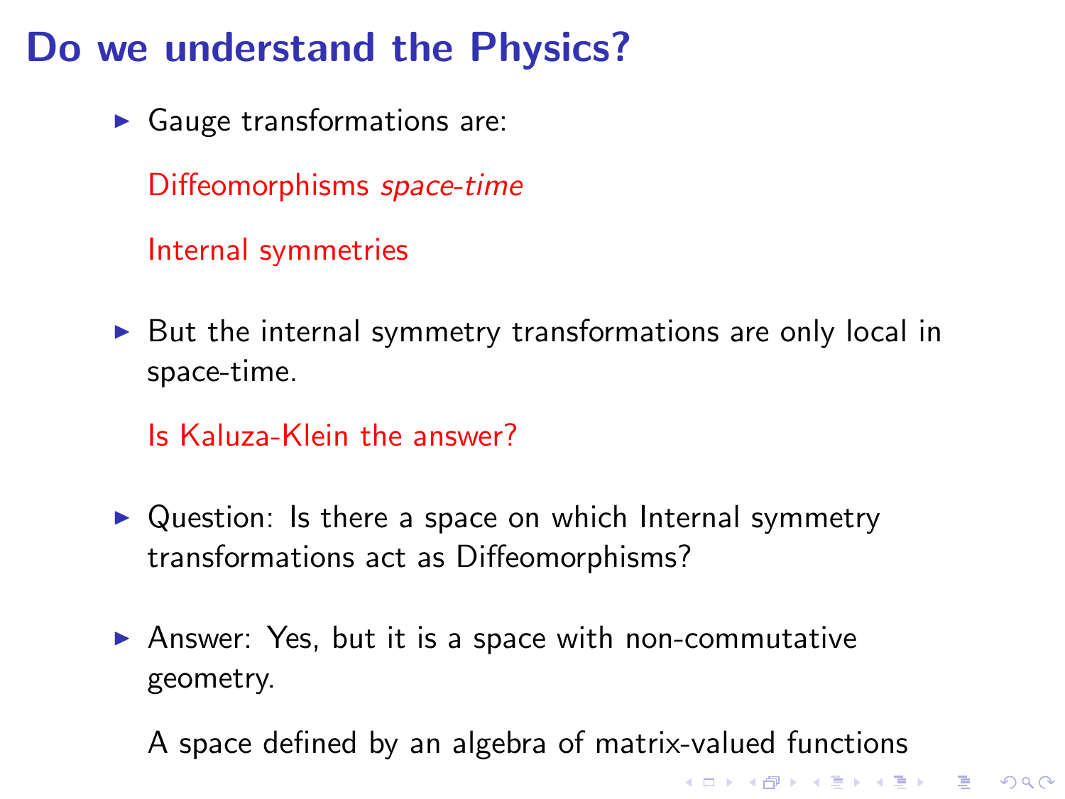# Do we understand the Physics?

- Gauge transformations are:

  Diffeomorphisms *space-time*

  Internal symmetries

- But the internal symmetry transformations are only local in space-time.

  Is Kaluza-Klein the answer?

- Question: Is there a space on which Internal symmetry transformations act as Diffeomorphisms?

- Answer: Yes, but it is a space with non-commutative geometry.

  A space defined by an algebra of matrix-valued functions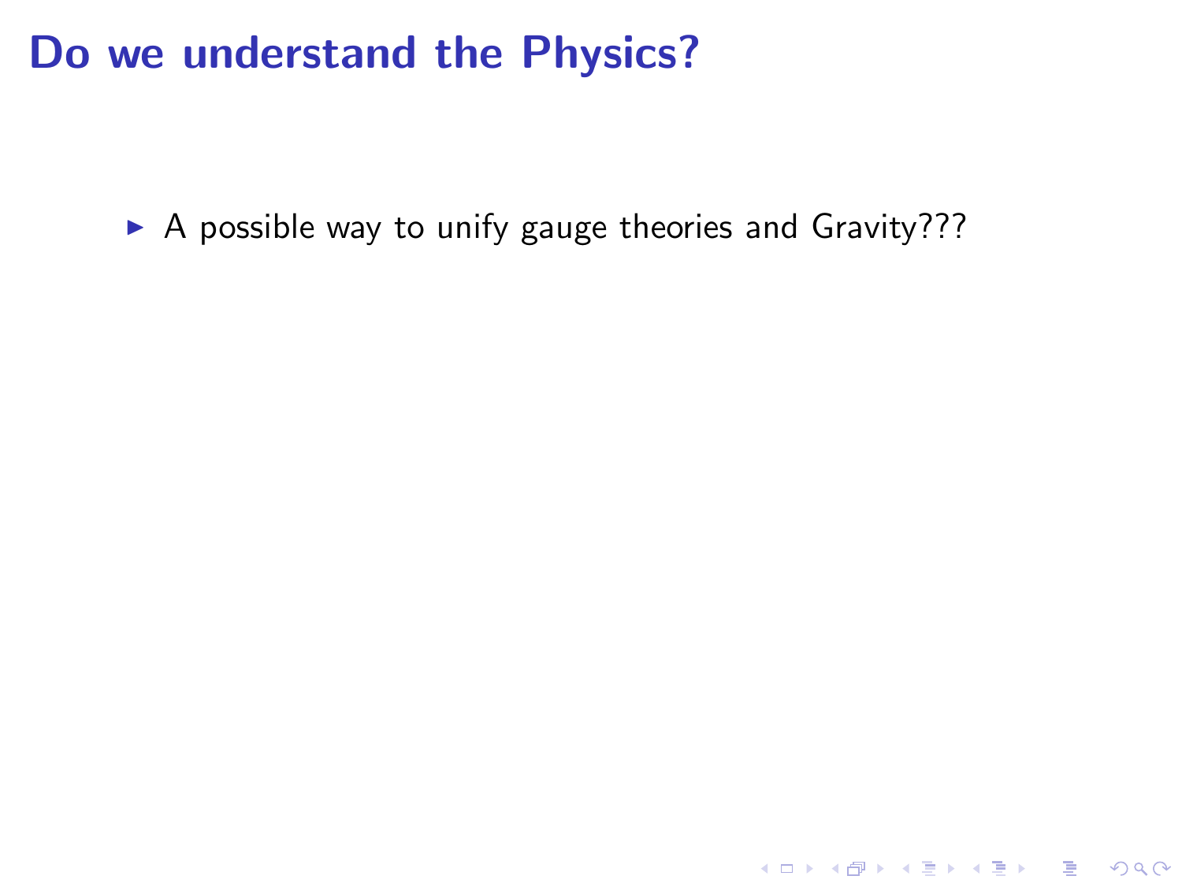# Do we understand the Physics?

- A possible way to unify gauge theories and Gravity???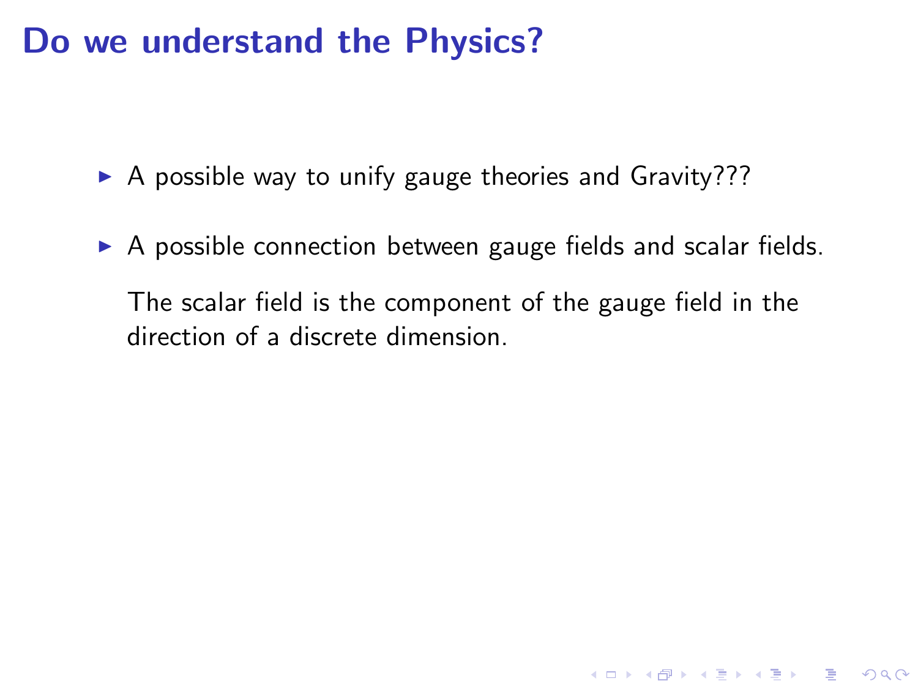# Do we understand the Physics?

- A possible way to unify gauge theories and Gravity???

- A possible connection between gauge fields and scalar fields.

  The scalar field is the component of the gauge field in the direction of a discrete dimension.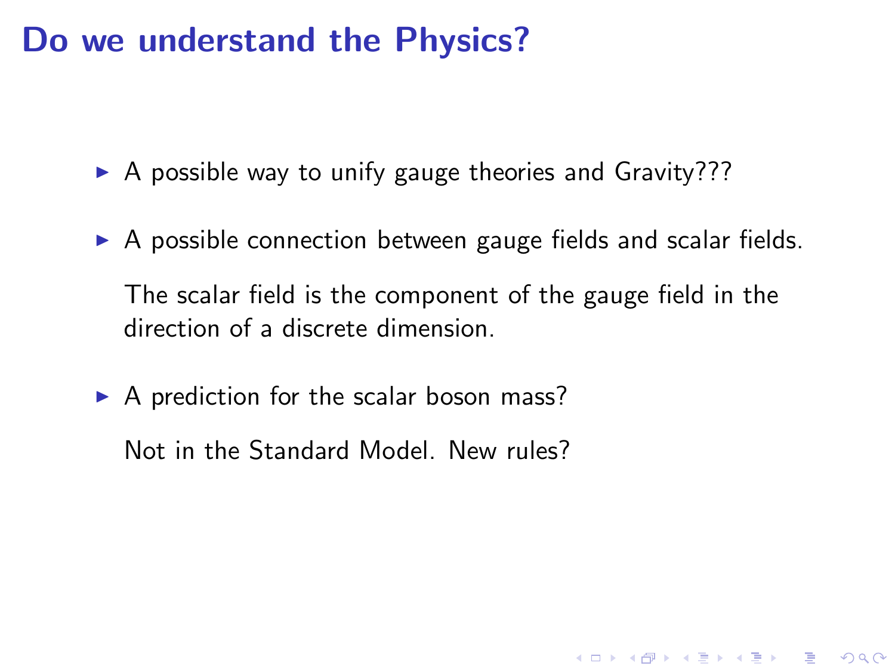# Do we understand the Physics?

- A possible way to unify gauge theories and Gravity???
- A possible connection between gauge fields and scalar fields.

  The scalar field is the component of the gauge field in the direction of a discrete dimension.
- A prediction for the scalar boson mass?

  Not in the Standard Model. New rules?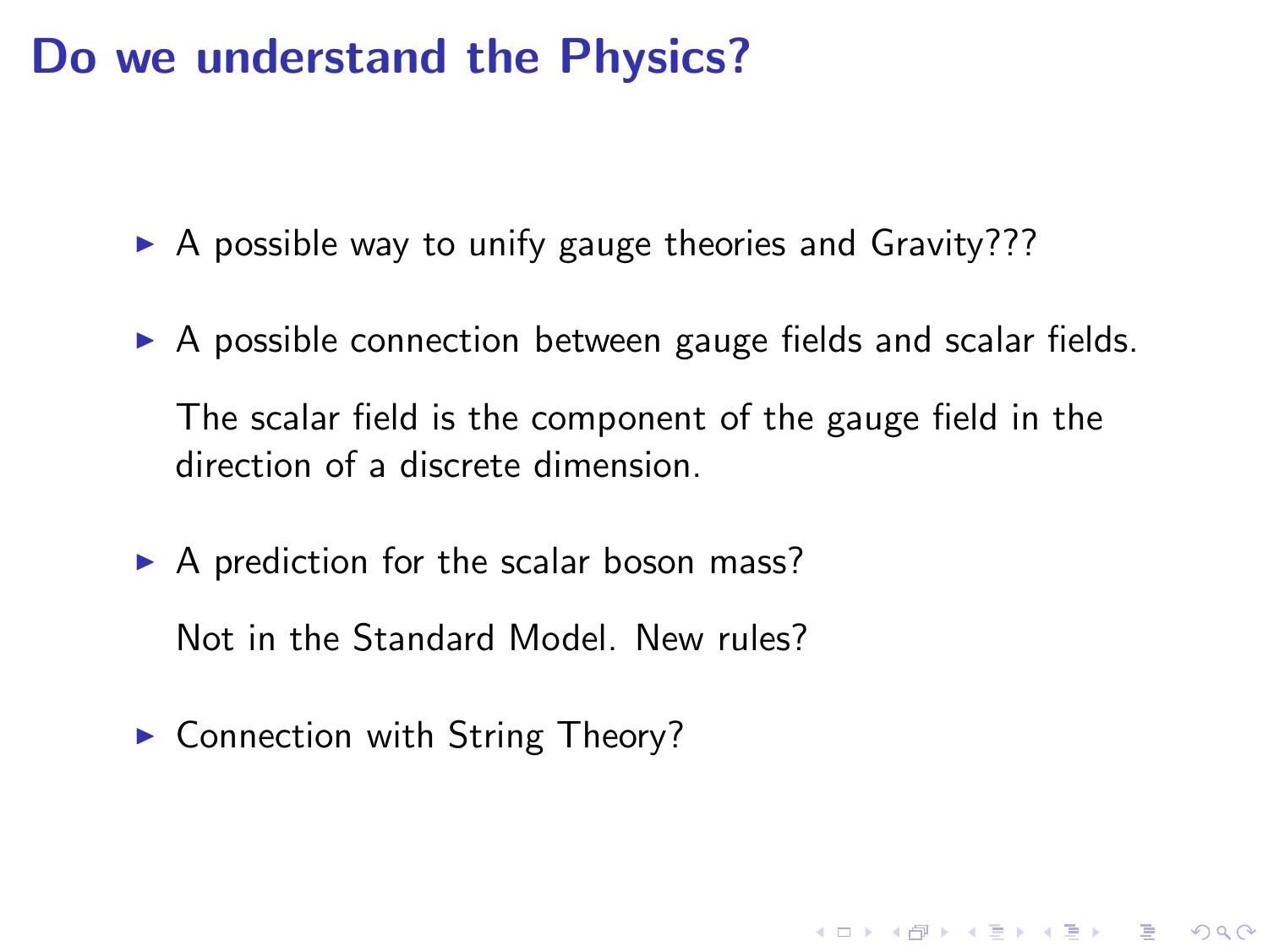# Do we understand the Physics?

- A possible way to unify gauge theories and Gravity???
- A possible connection between gauge fields and scalar fields.

  The scalar field is the component of the gauge field in the direction of a discrete dimension.
- A prediction for the scalar boson mass?

  Not in the Standard Model. New rules?
- Connection with String Theory?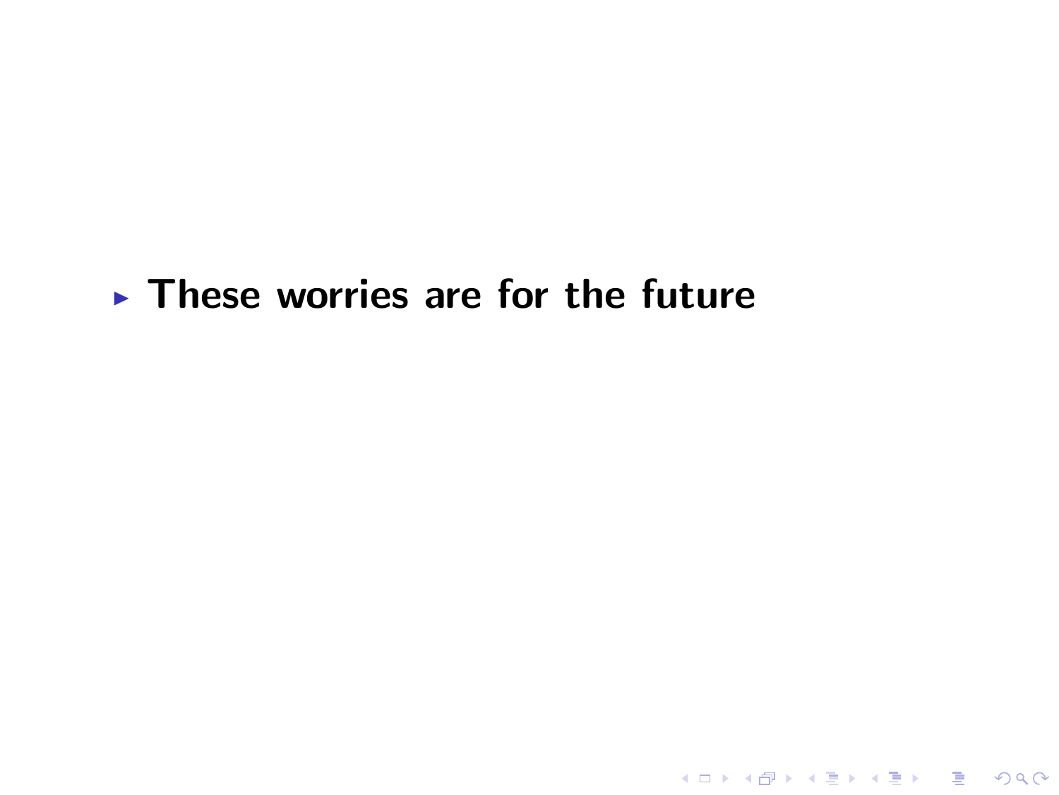- **These worries are for the future**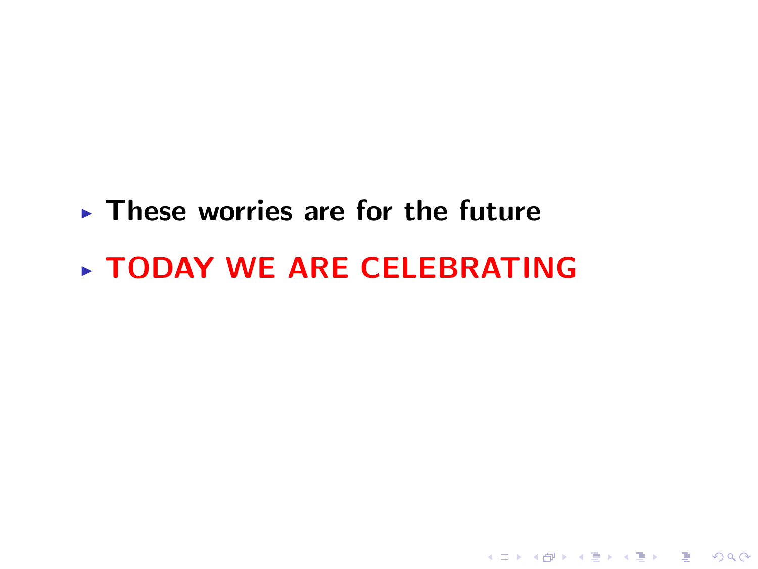- **These worries are for the future**
- **TODAY WE ARE CELEBRATING**